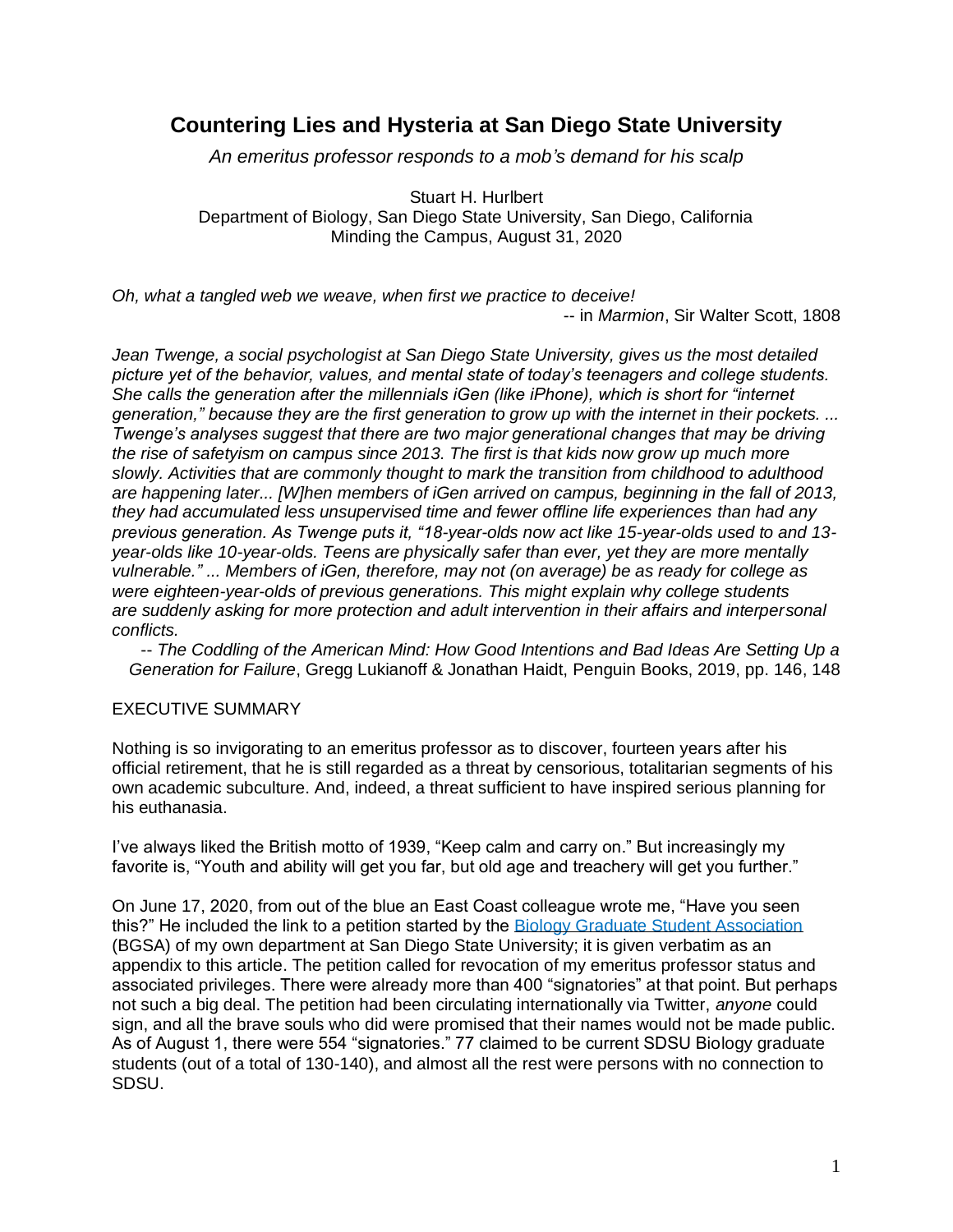# Countering Lies and Hysteria at San Diego State University

*An emeritus professor responds to a mob's demand for his scalp*

Stuart H. Hurlbert
Department of Biology, San Diego State University, San Diego, California
Minding the Campus, August 31, 2020

*Oh, what a tangled web we weave, when first we practice to deceive!*
-- in *Marmion*, Sir Walter Scott, 1808

*Jean Twenge, a social psychologist at San Diego State University, gives us the most detailed picture yet of the behavior, values, and mental state of today's teenagers and college students. She calls the generation after the millennials iGen (like iPhone), which is short for "internet generation," because they are the first generation to grow up with the internet in their pockets. ... Twenge's analyses suggest that there are two major generational changes that may be driving the rise of safetyism on campus since 2013. The first is that kids now grow up much more slowly. Activities that are commonly thought to mark the transition from childhood to adulthood are happening later... [W]hen members of iGen arrived on campus, beginning in the fall of 2013, they had accumulated less unsupervised time and fewer offline life experiences than had any previous generation. As Twenge puts it, "18-year-olds now act like 15-year-olds used to and 13-year-olds like 10-year-olds. Teens are physically safer than ever, yet they are more mentally vulnerable." ... Members of iGen, therefore, may not (on average) be as ready for college as were eighteen-year-olds of previous generations. This might explain why college students are suddenly asking for more protection and adult intervention in their affairs and interpersonal conflicts.*
-- *The Coddling of the American Mind: How Good Intentions and Bad Ideas Are Setting Up a Generation for Failure*, Gregg Lukianoff & Jonathan Haidt, Penguin Books, 2019, pp. 146, 148

## EXECUTIVE SUMMARY

Nothing is so invigorating to an emeritus professor as to discover, fourteen years after his official retirement, that he is still regarded as a threat by censorious, totalitarian segments of his own academic subculture. And, indeed, a threat sufficient to have inspired serious planning for his euthanasia.

I've always liked the British motto of 1939, "Keep calm and carry on." But increasingly my favorite is, "Youth and ability will get you far, but old age and treachery will get you further."

On June 17, 2020, from out of the blue an East Coast colleague wrote me, "Have you seen this?" He included the link to a petition started by the Biology Graduate Student Association (BGSA) of my own department at San Diego State University; it is given verbatim as an appendix to this article. The petition called for revocation of my emeritus professor status and associated privileges. There were already more than 400 "signatories" at that point. But perhaps not such a big deal. The petition had been circulating internationally via Twitter, *anyone* could sign, and all the brave souls who did were promised that their names would not be made public. As of August 1, there were 554 "signatories." 77 claimed to be current SDSU Biology graduate students (out of a total of 130-140), and almost all the rest were persons with no connection to SDSU.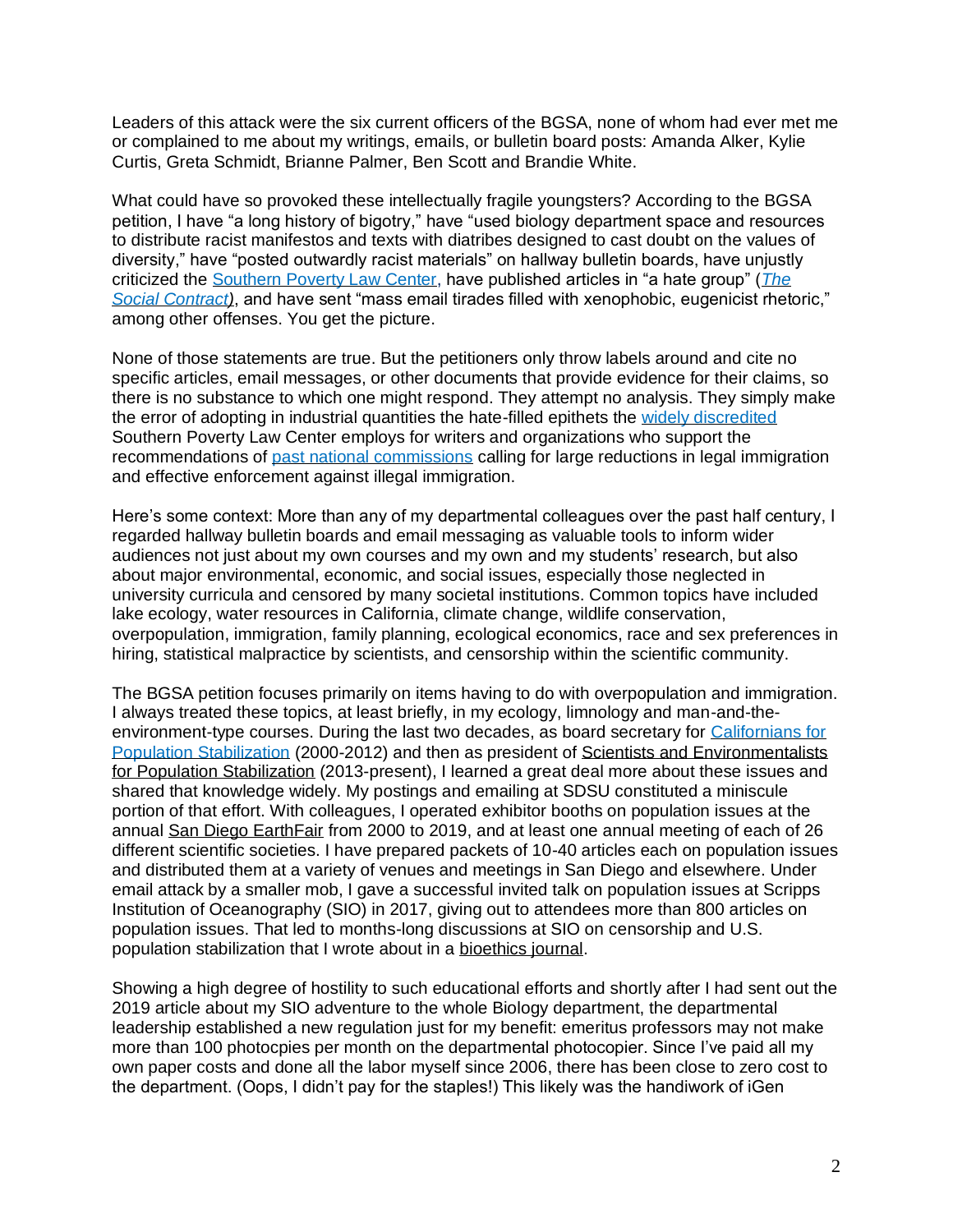Leaders of this attack were the six current officers of the BGSA, none of whom had ever met me or complained to me about my writings, emails, or bulletin board posts: Amanda Alker, Kylie Curtis, Greta Schmidt, Brianne Palmer, Ben Scott and Brandie White.

What could have so provoked these intellectually fragile youngsters? According to the BGSA petition, I have "a long history of bigotry," have "used biology department space and resources to distribute racist manifestos and texts with diatribes designed to cast doubt on the values of diversity," have "posted outwardly racist materials" on hallway bulletin boards, have unjustly criticized the Southern Poverty Law Center, have published articles in "a hate group" (*The Social Contract*), and have sent "mass email tirades filled with xenophobic, eugenicist rhetoric," among other offenses. You get the picture.

None of those statements are true. But the petitioners only throw labels around and cite no specific articles, email messages, or other documents that provide evidence for their claims, so there is no substance to which one might respond. They attempt no analysis. They simply make the error of adopting in industrial quantities the hate-filled epithets the widely discredited Southern Poverty Law Center employs for writers and organizations who support the recommendations of past national commissions calling for large reductions in legal immigration and effective enforcement against illegal immigration.

Here's some context: More than any of my departmental colleagues over the past half century, I regarded hallway bulletin boards and email messaging as valuable tools to inform wider audiences not just about my own courses and my own and my students' research, but also about major environmental, economic, and social issues, especially those neglected in university curricula and censored by many societal institutions. Common topics have included lake ecology, water resources in California, climate change, wildlife conservation, overpopulation, immigration, family planning, ecological economics, race and sex preferences in hiring, statistical malpractice by scientists, and censorship within the scientific community.

The BGSA petition focuses primarily on items having to do with overpopulation and immigration. I always treated these topics, at least briefly, in my ecology, limnology and man-and-the-environment-type courses. During the last two decades, as board secretary for Californians for Population Stabilization (2000-2012) and then as president of Scientists and Environmentalists for Population Stabilization (2013-present), I learned a great deal more about these issues and shared that knowledge widely. My postings and emailing at SDSU constituted a miniscule portion of that effort. With colleagues, I operated exhibitor booths on population issues at the annual San Diego EarthFair from 2000 to 2019, and at least one annual meeting of each of 26 different scientific societies. I have prepared packets of 10-40 articles each on population issues and distributed them at a variety of venues and meetings in San Diego and elsewhere. Under email attack by a smaller mob, I gave a successful invited talk on population issues at Scripps Institution of Oceanography (SIO) in 2017, giving out to attendees more than 800 articles on population issues. That led to months-long discussions at SIO on censorship and U.S. population stabilization that I wrote about in a bioethics journal.

Showing a high degree of hostility to such educational efforts and shortly after I had sent out the 2019 article about my SIO adventure to the whole Biology department, the departmental leadership established a new regulation just for my benefit: emeritus professors may not make more than 100 photcpies per month on the departmental photocopier. Since I've paid all my own paper costs and done all the labor myself since 2006, there has been close to zero cost to the department. (Oops, I didn't pay for the staples!) This likely was the handiwork of iGen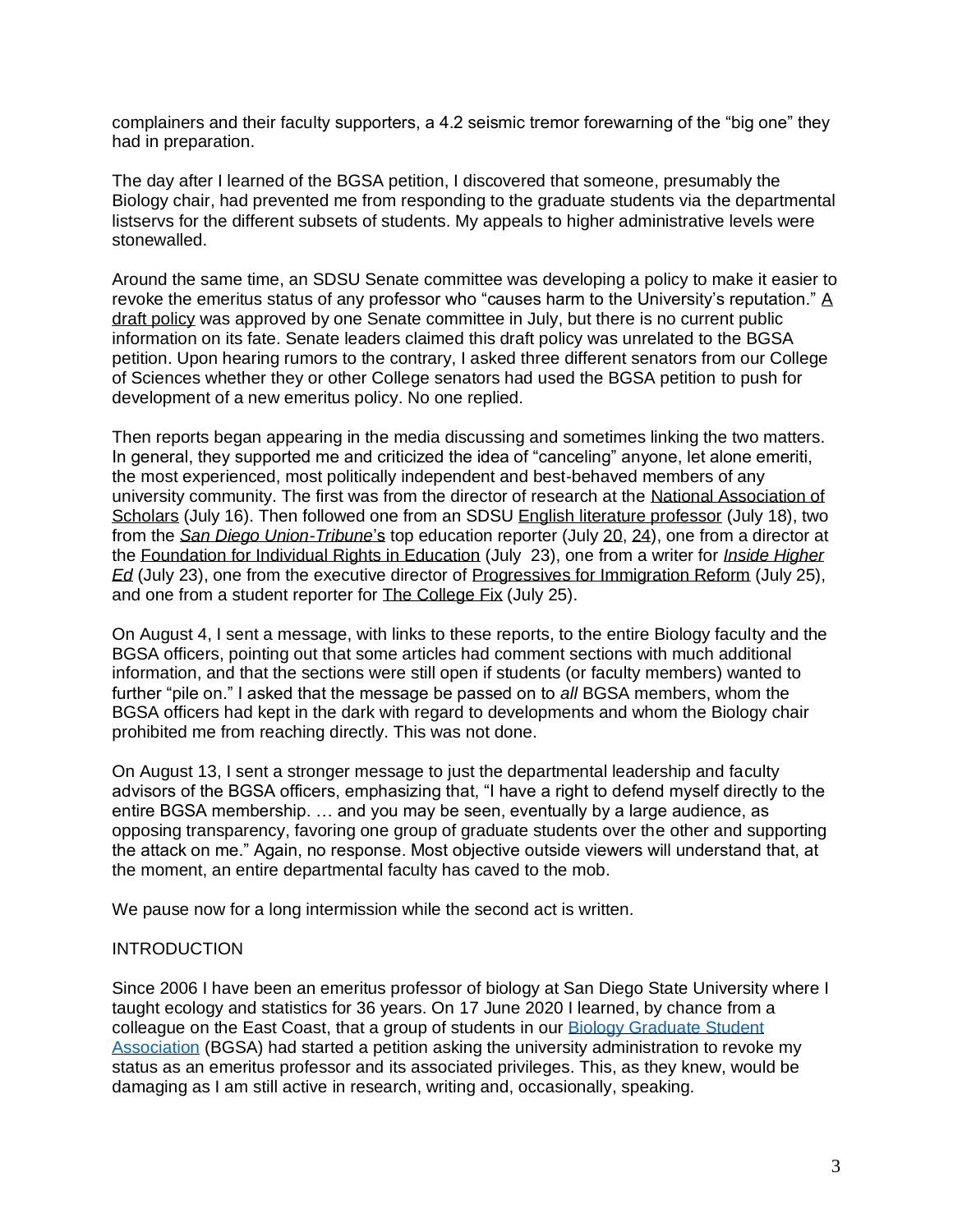complainers and their faculty supporters, a 4.2 seismic tremor forewarning of the "big one" they had in preparation.

The day after I learned of the BGSA petition, I discovered that someone, presumably the Biology chair, had prevented me from responding to the graduate students via the departmental listservs for the different subsets of students. My appeals to higher administrative levels were stonewalled.

Around the same time, an SDSU Senate committee was developing a policy to make it easier to revoke the emeritus status of any professor who "causes harm to the University's reputation." A draft policy was approved by one Senate committee in July, but there is no current public information on its fate. Senate leaders claimed this draft policy was unrelated to the BGSA petition. Upon hearing rumors to the contrary, I asked three different senators from our College of Sciences whether they or other College senators had used the BGSA petition to push for development of a new emeritus policy. No one replied.

Then reports began appearing in the media discussing and sometimes linking the two matters. In general, they supported me and criticized the idea of "canceling" anyone, let alone emeriti, the most experienced, most politically independent and best-behaved members of any university community. The first was from the director of research at the National Association of Scholars (July 16). Then followed one from an SDSU English literature professor (July 18), two from the *San Diego Union-Tribune*'s top education reporter (July 20, 24), one from a director at the Foundation for Individual Rights in Education (July 23), one from a writer for *Inside Higher Ed* (July 23), one from the executive director of Progressives for Immigration Reform (July 25), and one from a student reporter for The College Fix (July 25).

On August 4, I sent a message, with links to these reports, to the entire Biology faculty and the BGSA officers, pointing out that some articles had comment sections with much additional information, and that the sections were still open if students (or faculty members) wanted to further "pile on." I asked that the message be passed on to *all* BGSA members, whom the BGSA officers had kept in the dark with regard to developments and whom the Biology chair prohibited me from reaching directly. This was not done.

On August 13, I sent a stronger message to just the departmental leadership and faculty advisors of the BGSA officers, emphasizing that, "I have a right to defend myself directly to the entire BGSA membership. … and you may be seen, eventually by a large audience, as opposing transparency, favoring one group of graduate students over the other and supporting the attack on me." Again, no response. Most objective outside viewers will understand that, at the moment, an entire departmental faculty has caved to the mob.

We pause now for a long intermission while the second act is written.

## INTRODUCTION

Since 2006 I have been an emeritus professor of biology at San Diego State University where I taught ecology and statistics for 36 years. On 17 June 2020 I learned, by chance from a colleague on the East Coast, that a group of students in our Biology Graduate Student Association (BGSA) had started a petition asking the university administration to revoke my status as an emeritus professor and its associated privileges. This, as they knew, would be damaging as I am still active in research, writing and, occasionally, speaking.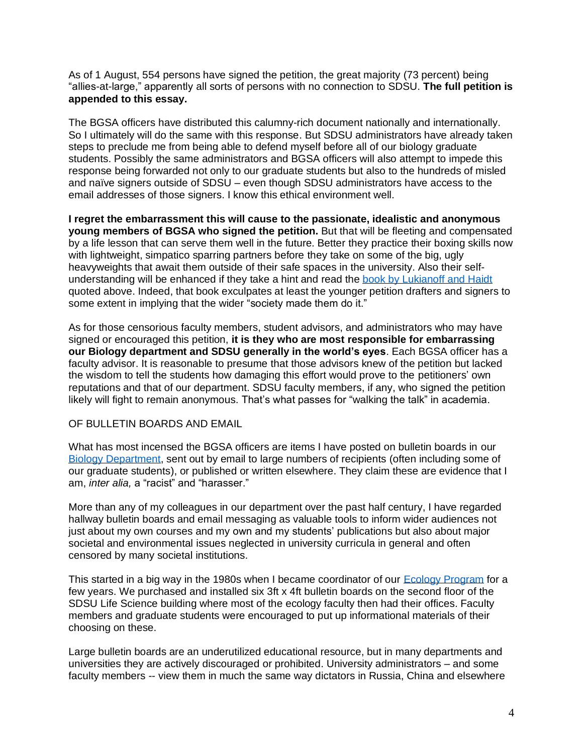As of 1 August, 554 persons have signed the petition, the great majority (73 percent) being "allies-at-large," apparently all sorts of persons with no connection to SDSU. **The full petition is appended to this essay.**

The BGSA officers have distributed this calumny-rich document nationally and internationally. So I ultimately will do the same with this response. But SDSU administrators have already taken steps to preclude me from being able to defend myself before all of our biology graduate students. Possibly the same administrators and BGSA officers will also attempt to impede this response being forwarded not only to our graduate students but also to the hundreds of misled and naïve signers outside of SDSU – even though SDSU administrators have access to the email addresses of those signers. I know this ethical environment well.

**I regret the embarrassment this will cause to the passionate, idealistic and anonymous young members of BGSA who signed the petition.** But that will be fleeting and compensated by a life lesson that can serve them well in the future. Better they practice their boxing skills now with lightweight, simpatico sparring partners before they take on some of the big, ugly heavyweights that await them outside of their safe spaces in the university. Also their self-understanding will be enhanced if they take a hint and read the book by Lukianoff and Haidt quoted above. Indeed, that book exculpates at least the younger petition drafters and signers to some extent in implying that the wider "society made them do it."

As for those censorious faculty members, student advisors, and administrators who may have signed or encouraged this petition, **it is they who are most responsible for embarrassing our Biology department and SDSU generally in the world's eyes**. Each BGSA officer has a faculty advisor. It is reasonable to presume that those advisors knew of the petition but lacked the wisdom to tell the students how damaging this effort would prove to the petitioners' own reputations and that of our department. SDSU faculty members, if any, who signed the petition likely will fight to remain anonymous. That's what passes for "walking the talk" in academia.

## OF BULLETIN BOARDS AND EMAIL

What has most incensed the BGSA officers are items I have posted on bulletin boards in our Biology Department, sent out by email to large numbers of recipients (often including some of our graduate students), or published or written elsewhere. They claim these are evidence that I am, *inter alia,* a "racist" and "harasser."

More than any of my colleagues in our department over the past half century, I have regarded hallway bulletin boards and email messaging as valuable tools to inform wider audiences not just about my own courses and my own and my students' publications but also about major societal and environmental issues neglected in university curricula in general and often censored by many societal institutions.

This started in a big way in the 1980s when I became coordinator of our Ecology Program for a few years. We purchased and installed six 3ft x 4ft bulletin boards on the second floor of the SDSU Life Science building where most of the ecology faculty then had their offices. Faculty members and graduate students were encouraged to put up informational materials of their choosing on these.

Large bulletin boards are an underutilized educational resource, but in many departments and universities they are actively discouraged or prohibited. University administrators – and some faculty members -- view them in much the same way dictators in Russia, China and elsewhere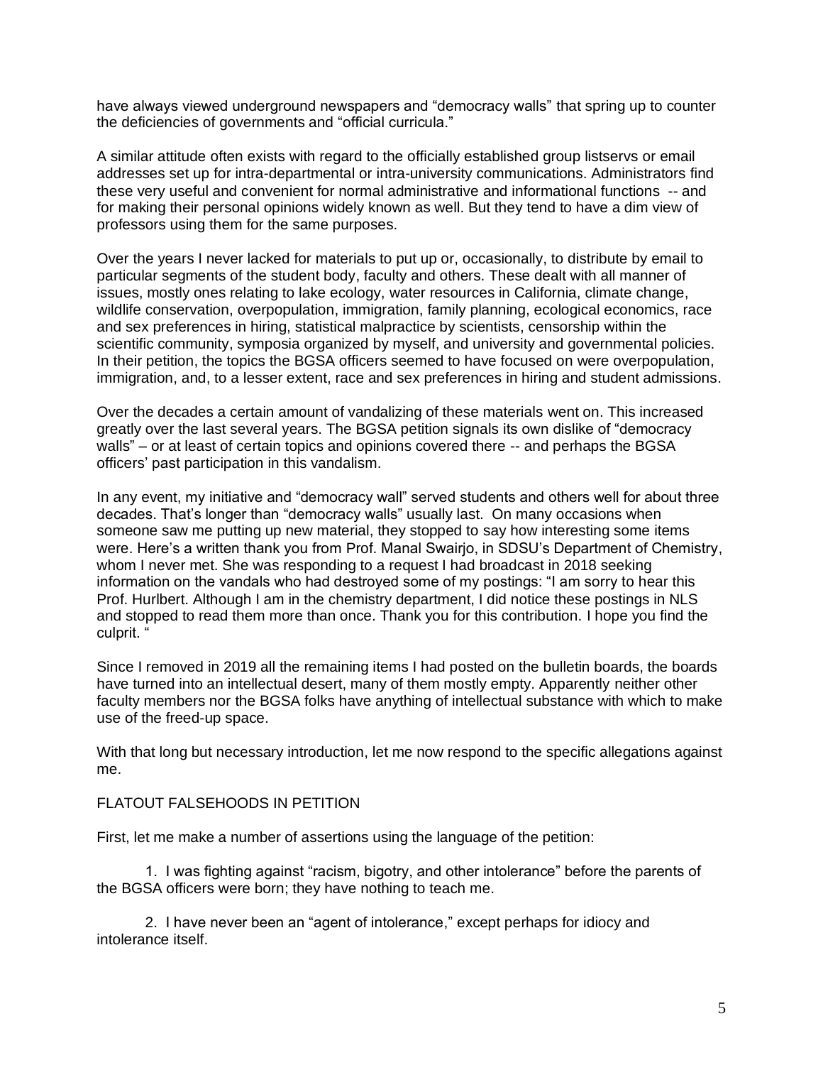have always viewed underground newspapers and “democracy walls” that spring up to counter the deficiencies of governments and “official curricula.”

A similar attitude often exists with regard to the officially established group listservs or email addresses set up for intra-departmental or intra-university communications. Administrators find these very useful and convenient for normal administrative and informational functions -- and for making their personal opinions widely known as well. But they tend to have a dim view of professors using them for the same purposes.

Over the years I never lacked for materials to put up or, occasionally, to distribute by email to particular segments of the student body, faculty and others. These dealt with all manner of issues, mostly ones relating to lake ecology, water resources in California, climate change, wildlife conservation, overpopulation, immigration, family planning, ecological economics, race and sex preferences in hiring, statistical malpractice by scientists, censorship within the scientific community, symposia organized by myself, and university and governmental policies. In their petition, the topics the BGSA officers seemed to have focused on were overpopulation, immigration, and, to a lesser extent, race and sex preferences in hiring and student admissions.

Over the decades a certain amount of vandalizing of these materials went on. This increased greatly over the last several years. The BGSA petition signals its own dislike of “democracy walls” – or at least of certain topics and opinions covered there -- and perhaps the BGSA officers’ past participation in this vandalism.

In any event, my initiative and “democracy wall” served students and others well for about three decades. That’s longer than “democracy walls” usually last. On many occasions when someone saw me putting up new material, they stopped to say how interesting some items were. Here’s a written thank you from Prof. Manal Swairjo, in SDSU’s Department of Chemistry, whom I never met. She was responding to a request I had broadcast in 2018 seeking information on the vandals who had destroyed some of my postings: “I am sorry to hear this Prof. Hurlbert. Although I am in the chemistry department, I did notice these postings in NLS and stopped to read them more than once. Thank you for this contribution. I hope you find the culprit. “

Since I removed in 2019 all the remaining items I had posted on the bulletin boards, the boards have turned into an intellectual desert, many of them mostly empty. Apparently neither other faculty members nor the BGSA folks have anything of intellectual substance with which to make use of the freed-up space.

With that long but necessary introduction, let me now respond to the specific allegations against me.

## FLATOUT FALSEHOODS IN PETITION

First, let me make a number of assertions using the language of the petition:

1. I was fighting against “racism, bigotry, and other intolerance” before the parents of the BGSA officers were born; they have nothing to teach me.

2. I have never been an “agent of intolerance,” except perhaps for idiocy and intolerance itself.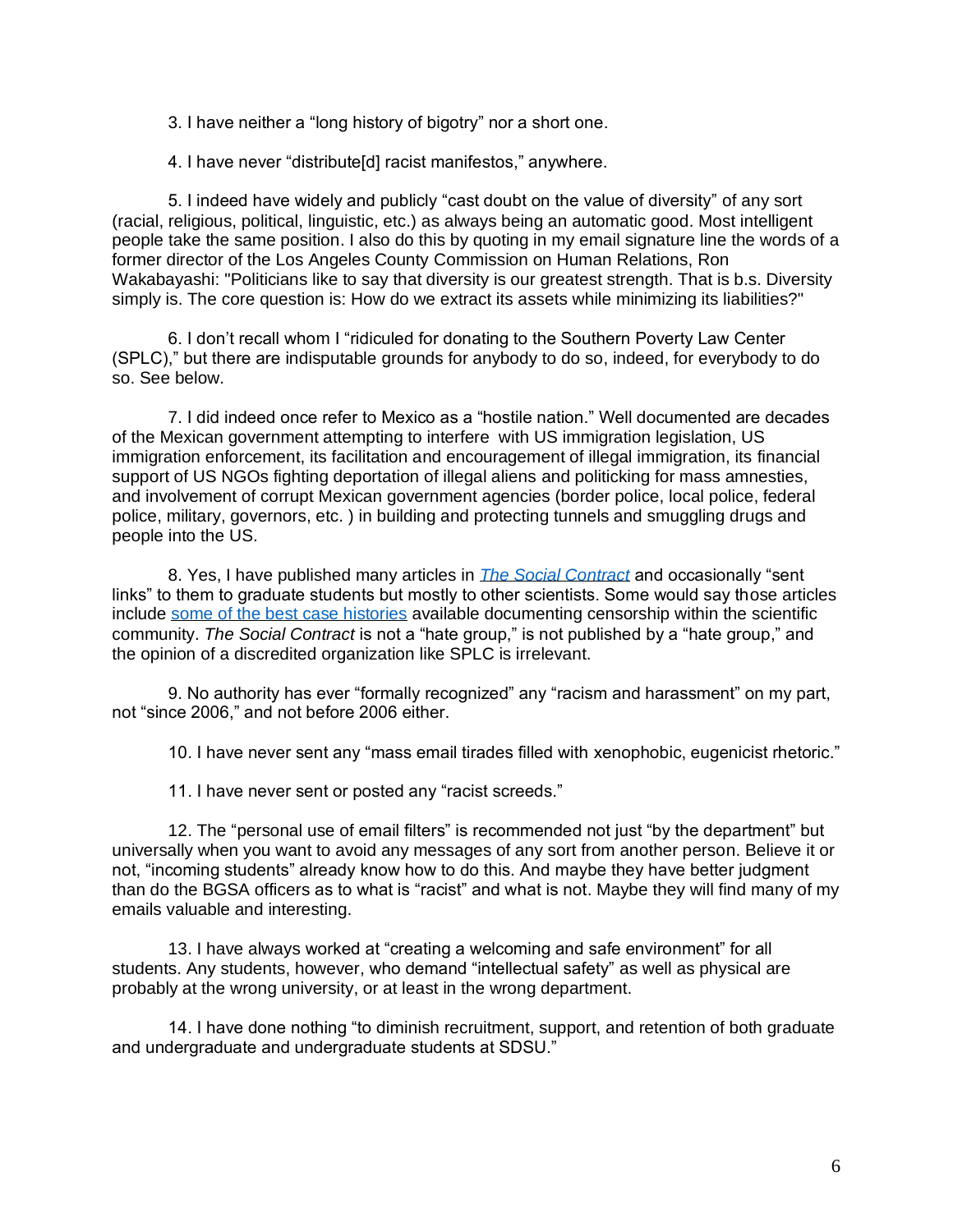3. I have neither a "long history of bigotry" nor a short one.

4. I have never "distribute[d] racist manifestos," anywhere.

5. I indeed have widely and publicly "cast doubt on the value of diversity" of any sort (racial, religious, political, linguistic, etc.) as always being an automatic good. Most intelligent people take the same position. I also do this by quoting in my email signature line the words of a former director of the Los Angeles County Commission on Human Relations, Ron Wakabayashi: "Politicians like to say that diversity is our greatest strength. That is b.s. Diversity simply is. The core question is: How do we extract its assets while minimizing its liabilities?"

6. I don't recall whom I "ridiculed for donating to the Southern Poverty Law Center (SPLC)," but there are indisputable grounds for anybody to do so, indeed, for everybody to do so. See below.

7. I did indeed once refer to Mexico as a "hostile nation." Well documented are decades of the Mexican government attempting to interfere with US immigration legislation, US immigration enforcement, its facilitation and encouragement of illegal immigration, its financial support of US NGOs fighting deportation of illegal aliens and politicking for mass amnesties, and involvement of corrupt Mexican government agencies (border police, local police, federal police, military, governors, etc. ) in building and protecting tunnels and smuggling drugs and people into the US.

8. Yes, I have published many articles in *The Social Contract* and occasionally "sent links" to them to graduate students but mostly to other scientists. Some would say those articles include some of the best case histories available documenting censorship within the scientific community. *The Social Contract* is not a "hate group," is not published by a "hate group," and the opinion of a discredited organization like SPLC is irrelevant.

9. No authority has ever "formally recognized" any "racism and harassment" on my part, not "since 2006," and not before 2006 either.

10. I have never sent any "mass email tirades filled with xenophobic, eugenicist rhetoric."

11. I have never sent or posted any "racist screeds."

12. The "personal use of email filters" is recommended not just "by the department" but universally when you want to avoid any messages of any sort from another person. Believe it or not, "incoming students" already know how to do this. And maybe they have better judgment than do the BGSA officers as to what is "racist" and what is not. Maybe they will find many of my emails valuable and interesting.

13. I have always worked at "creating a welcoming and safe environment" for all students. Any students, however, who demand "intellectual safety" as well as physical are probably at the wrong university, or at least in the wrong department.

14. I have done nothing "to diminish recruitment, support, and retention of both graduate and undergraduate and undergraduate students at SDSU."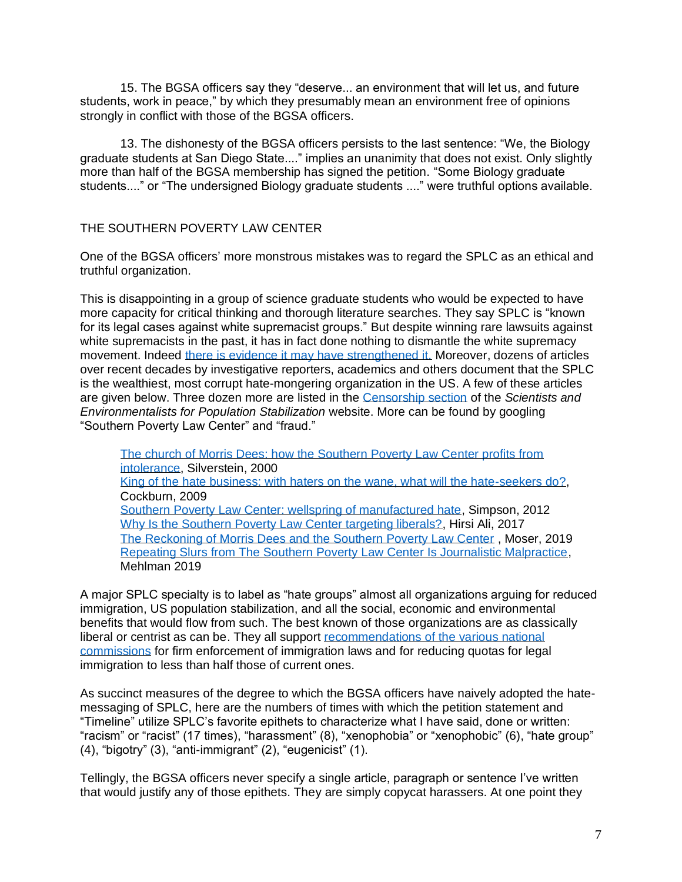15. The BGSA officers say they "deserve... an environment that will let us, and future students, work in peace," by which they presumably mean an environment free of opinions strongly in conflict with those of the BGSA officers.

13. The dishonesty of the BGSA officers persists to the last sentence: "We, the Biology graduate students at San Diego State...." implies an unanimity that does not exist. Only slightly more than half of the BGSA membership has signed the petition. "Some Biology graduate students...." or "The undersigned Biology graduate students ...." were truthful options available.

## THE SOUTHERN POVERTY LAW CENTER

One of the BGSA officers' more monstrous mistakes was to regard the SPLC as an ethical and truthful organization.

This is disappointing in a group of science graduate students who would be expected to have more capacity for critical thinking and thorough literature searches. They say SPLC is "known for its legal cases against white supremacist groups." But despite winning rare lawsuits against white supremacists in the past, it has in fact done nothing to dismantle the white supremacy movement. Indeed there is evidence it may have strengthened it. Moreover, dozens of articles over recent decades by investigative reporters, academics and others document that the SPLC is the wealthiest, most corrupt hate-mongering organization in the US. A few of these articles are given below. Three dozen more are listed in the Censorship section of the *Scientists and Environmentalists for Population Stabilization* website. More can be found by googling "Southern Poverty Law Center" and "fraud."

The church of Morris Dees: how the Southern Poverty Law Center profits from intolerance, Silverstein, 2000
King of the hate business: with haters on the wane, what will the hate-seekers do?, Cockburn, 2009
Southern Poverty Law Center: wellspring of manufactured hate, Simpson, 2012
Why Is the Southern Poverty Law Center targeting liberals?, Hirsi Ali, 2017
The Reckoning of Morris Dees and the Southern Poverty Law Center , Moser, 2019
Repeating Slurs from The Southern Poverty Law Center Is Journalistic Malpractice, Mehlman 2019

A major SPLC specialty is to label as "hate groups" almost all organizations arguing for reduced immigration, US population stabilization, and all the social, economic and environmental benefits that would flow from such. The best known of those organizations are as classically liberal or centrist as can be. They all support recommendations of the various national commissions for firm enforcement of immigration laws and for reducing quotas for legal immigration to less than half those of current ones.

As succinct measures of the degree to which the BGSA officers have naively adopted the hate-messaging of SPLC, here are the numbers of times with which the petition statement and "Timeline" utilize SPLC's favorite epithets to characterize what I have said, done or written: "racism" or "racist" (17 times), "harassment" (8), "xenophobia" or "xenophobic" (6), "hate group" (4), "bigotry" (3), "anti-immigrant" (2), "eugenicist" (1).

Tellingly, the BGSA officers never specify a single article, paragraph or sentence I've written that would justify any of those epithets. They are simply copycat harassers. At one point they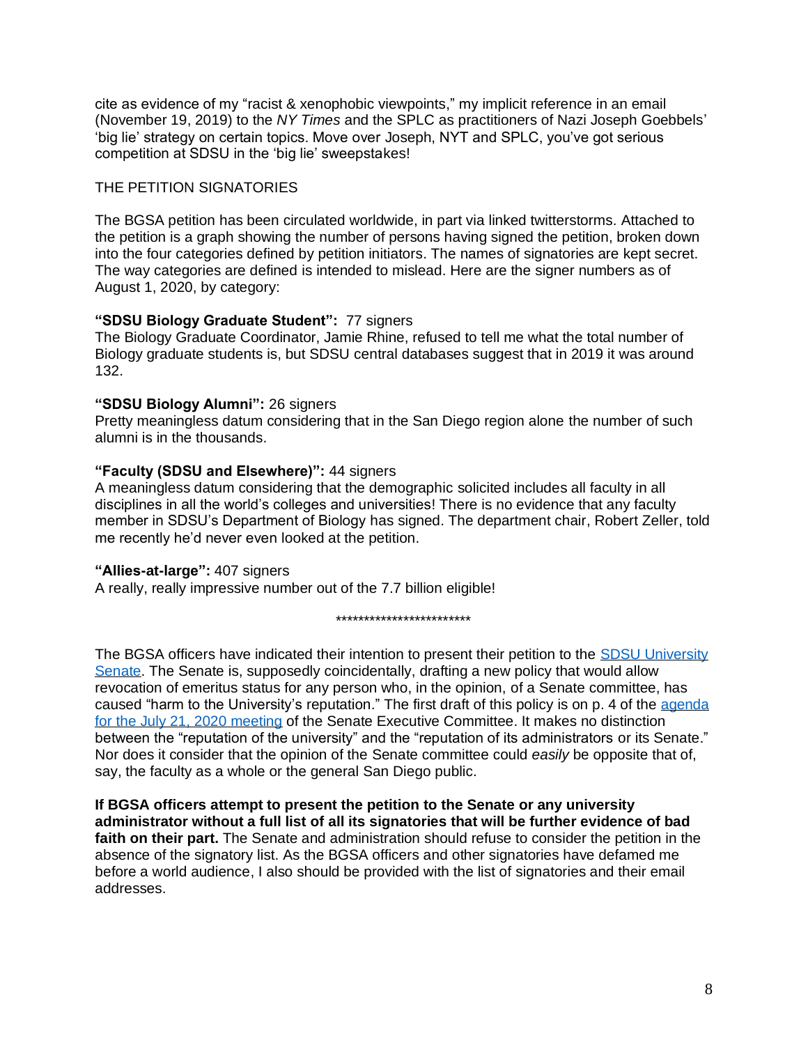cite as evidence of my "racist & xenophobic viewpoints," my implicit reference in an email (November 19, 2019) to the *NY Times* and the SPLC as practitioners of Nazi Joseph Goebbels' 'big lie' strategy on certain topics. Move over Joseph, NYT and SPLC, you've got serious competition at SDSU in the 'big lie' sweepstakes!

THE PETITION SIGNATORIES

The BGSA petition has been circulated worldwide, in part via linked twitterstorms. Attached to the petition is a graph showing the number of persons having signed the petition, broken down into the four categories defined by petition initiators. The names of signatories are kept secret. The way categories are defined is intended to mislead. Here are the signer numbers as of August 1, 2020, by category:

**"SDSU Biology Graduate Student":** 77 signers
The Biology Graduate Coordinator, Jamie Rhine, refused to tell me what the total number of Biology graduate students is, but SDSU central databases suggest that in 2019 it was around 132.

**"SDSU Biology Alumni":** 26 signers
Pretty meaningless datum considering that in the San Diego region alone the number of such alumni is in the thousands.

**"Faculty (SDSU and Elsewhere)":** 44 signers
A meaningless datum considering that the demographic solicited includes all faculty in all disciplines in all the world's colleges and universities! There is no evidence that any faculty member in SDSU's Department of Biology has signed. The department chair, Robert Zeller, told me recently he'd never even looked at the petition.

**"Allies-at-large":** 407 signers
A really, really impressive number out of the 7.7 billion eligible!

************************

The BGSA officers have indicated their intention to present their petition to the SDSU University Senate. The Senate is, supposedly coincidentally, drafting a new policy that would allow revocation of emeritus status for any person who, in the opinion, of a Senate committee, has caused "harm to the University's reputation." The first draft of this policy is on p. 4 of the agenda for the July 21, 2020 meeting of the Senate Executive Committee. It makes no distinction between the "reputation of the university" and the "reputation of its administrators or its Senate." Nor does it consider that the opinion of the Senate committee could *easily* be opposite that of, say, the faculty as a whole or the general San Diego public.

**If BGSA officers attempt to present the petition to the Senate or any university administrator without a full list of all its signatories that will be further evidence of bad faith on their part.** The Senate and administration should refuse to consider the petition in the absence of the signatory list. As the BGSA officers and other signatories have defamed me before a world audience, I also should be provided with the list of signatories and their email addresses.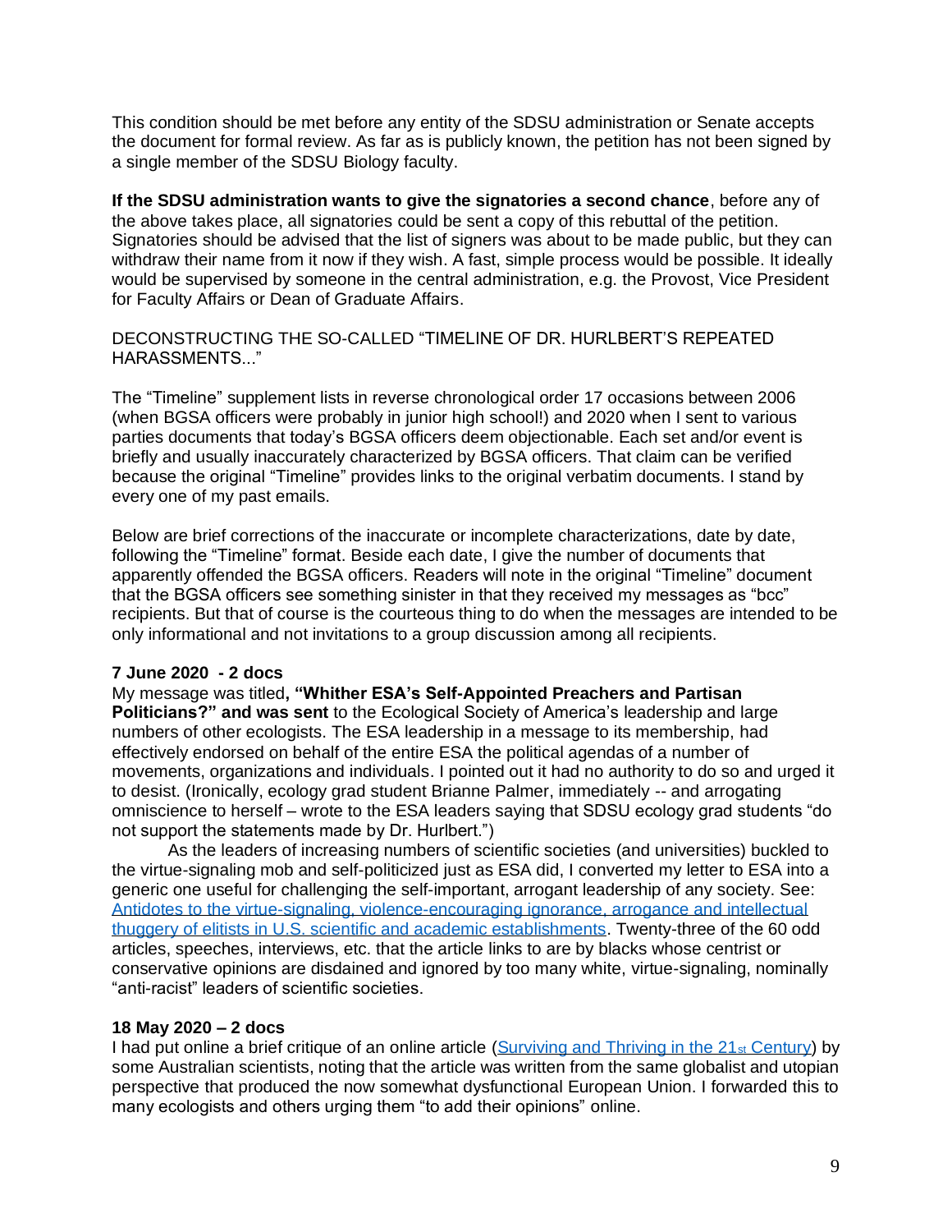This condition should be met before any entity of the SDSU administration or Senate accepts the document for formal review. As far as is publicly known, the petition has not been signed by a single member of the SDSU Biology faculty.

**If the SDSU administration wants to give the signatories a second chance**, before any of the above takes place, all signatories could be sent a copy of this rebuttal of the petition. Signatories should be advised that the list of signers was about to be made public, but they can withdraw their name from it now if they wish. A fast, simple process would be possible. It ideally would be supervised by someone in the central administration, e.g. the Provost, Vice President for Faculty Affairs or Dean of Graduate Affairs.

DECONSTRUCTING THE SO-CALLED "TIMELINE OF DR. HURLBERT'S REPEATED HARASSMENTS..."

The "Timeline" supplement lists in reverse chronological order 17 occasions between 2006 (when BGSA officers were probably in junior high school!) and 2020 when I sent to various parties documents that today's BGSA officers deem objectionable. Each set and/or event is briefly and usually inaccurately characterized by BGSA officers. That claim can be verified because the original "Timeline" provides links to the original verbatim documents. I stand by every one of my past emails.

Below are brief corrections of the inaccurate or incomplete characterizations, date by date, following the "Timeline" format. Beside each date, I give the number of documents that apparently offended the BGSA officers. Readers will note in the original "Timeline" document that the BGSA officers see something sinister in that they received my messages as "bcc" recipients. But that of course is the courteous thing to do when the messages are intended to be only informational and not invitations to a group discussion among all recipients.

**7 June 2020 - 2 docs**

My message was titled**, "Whither ESA's Self-Appointed Preachers and Partisan Politicians?" and was sent** to the Ecological Society of America's leadership and large numbers of other ecologists. The ESA leadership in a message to its membership, had effectively endorsed on behalf of the entire ESA the political agendas of a number of movements, organizations and individuals. I pointed out it had no authority to do so and urged it to desist. (Ironically, ecology grad student Brianne Palmer, immediately -- and arrogating omniscience to herself – wrote to the ESA leaders saying that SDSU ecology grad students "do not support the statements made by Dr. Hurlbert.")

As the leaders of increasing numbers of scientific societies (and universities) buckled to the virtue-signaling mob and self-politicized just as ESA did, I converted my letter to ESA into a generic one useful for challenging the self-important, arrogant leadership of any society. See: Antidotes to the virtue-signaling, violence-encouraging ignorance, arrogance and intellectual thuggery of elitists in U.S. scientific and academic establishments. Twenty-three of the 60 odd articles, speeches, interviews, etc. that the article links to are by blacks whose centrist or conservative opinions are disdained and ignored by too many white, virtue-signaling, nominally "anti-racist" leaders of scientific societies.

**18 May 2020 – 2 docs**

I had put online a brief critique of an online article (Surviving and Thriving in the 21st Century) by some Australian scientists, noting that the article was written from the same globalist and utopian perspective that produced the now somewhat dysfunctional European Union. I forwarded this to many ecologists and others urging them "to add their opinions" online.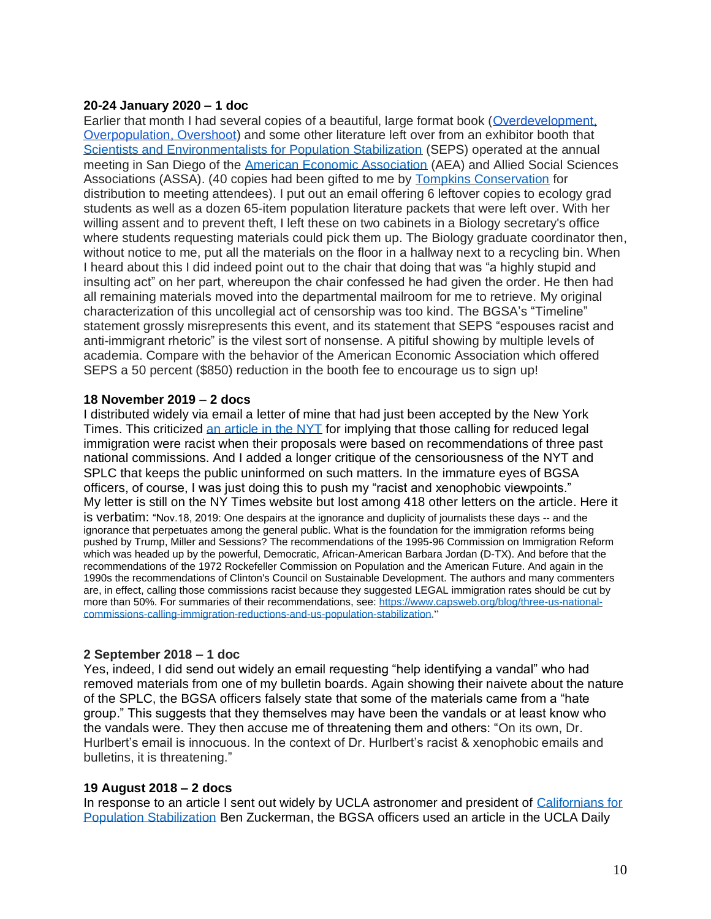**20-24 January 2020 – 1 doc**

Earlier that month I had several copies of a beautiful, large format book (Overdevelopment, Overpopulation, Overshoot) and some other literature left over from an exhibitor booth that Scientists and Environmentalists for Population Stabilization (SEPS) operated at the annual meeting in San Diego of the American Economic Association (AEA) and Allied Social Sciences Associations (ASSA). (40 copies had been gifted to me by Tompkins Conservation for distribution to meeting attendees). I put out an email offering 6 leftover copies to ecology grad students as well as a dozen 65-item population literature packets that were left over. With her willing assent and to prevent theft, I left these on two cabinets in a Biology secretary's office where students requesting materials could pick them up. The Biology graduate coordinator then, without notice to me, put all the materials on the floor in a hallway next to a recycling bin. When I heard about this I did indeed point out to the chair that doing that was "a highly stupid and insulting act" on her part, whereupon the chair confessed he had given the order. He then had all remaining materials moved into the departmental mailroom for me to retrieve. My original characterization of this uncollegial act of censorship was too kind. The BGSA's "Timeline" statement grossly misrepresents this event, and its statement that SEPS "espouses racist and anti-immigrant rhetoric" is the vilest sort of nonsense. A pitiful showing by multiple levels of academia. Compare with the behavior of the American Economic Association which offered SEPS a 50 percent ($850) reduction in the booth fee to encourage us to sign up!

**18 November 2019 – 2 docs**

I distributed widely via email a letter of mine that had just been accepted by the New York Times. This criticized an article in the NYT for implying that those calling for reduced legal immigration were racist when their proposals were based on recommendations of three past national commissions. And I added a longer critique of the censoriousness of the NYT and SPLC that keeps the public uninformed on such matters. In the immature eyes of BGSA officers, of course, I was just doing this to push my "racist and xenophobic viewpoints." My letter is still on the NY Times website but lost among 418 other letters on the article. Here it is verbatim: "Nov.18, 2019: One despairs at the ignorance and duplicity of journalists these days -- and the ignorance that perpetuates among the general public. What is the foundation for the immigration reforms being pushed by Trump, Miller and Sessions? The recommendations of the 1995-96 Commission on Immigration Reform which was headed up by the powerful, Democratic, African-American Barbara Jordan (D-TX). And before that the recommendations of the 1972 Rockefeller Commission on Population and the American Future. And again in the 1990s the recommendations of Clinton's Council on Sustainable Development. The authors and many commenters are, in effect, calling those commissions racist because they suggested LEGAL immigration rates should be cut by more than 50%. For summaries of their recommendations, see: https://www.capsweb.org/blog/three-us-national-commissions-calling-immigration-reductions-and-us-population-stabilization."

**2 September 2018 – 1 doc**

Yes, indeed, I did send out widely an email requesting "help identifying a vandal" who had removed materials from one of my bulletin boards. Again showing their naivete about the nature of the SPLC, the BGSA officers falsely state that some of the materials came from a "hate group." This suggests that they themselves may have been the vandals or at least know who the vandals were. They then accuse me of threatening them and others: "On its own, Dr. Hurlbert's email is innocuous. In the context of Dr. Hurlbert's racist & xenophobic emails and bulletins, it is threatening."

**19 August 2018 – 2 docs**

In response to an article I sent out widely by UCLA astronomer and president of Californians for Population Stabilization Ben Zuckerman, the BGSA officers used an article in the UCLA Daily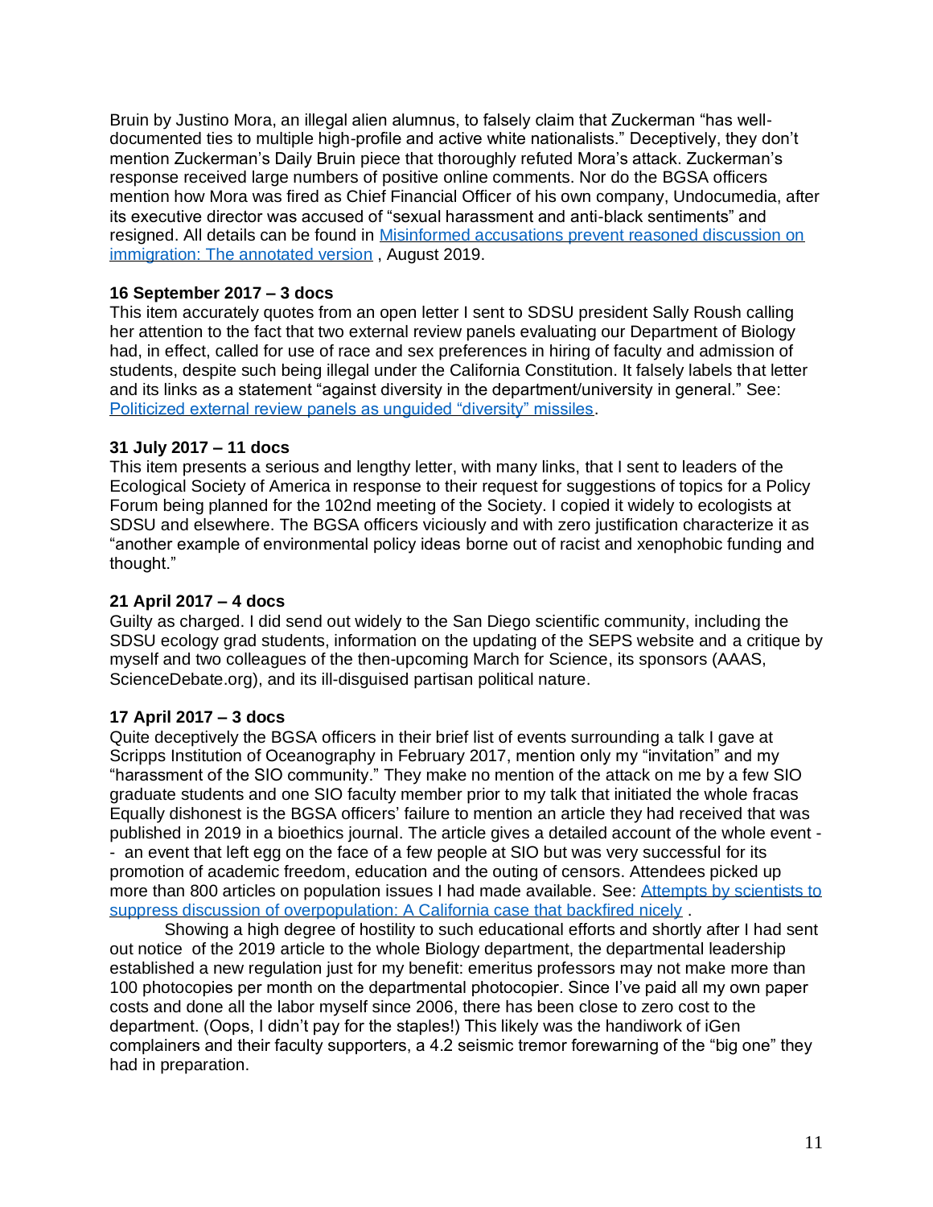Bruin by Justino Mora, an illegal alien alumnus, to falsely claim that Zuckerman "has well-documented ties to multiple high-profile and active white nationalists." Deceptively, they don't mention Zuckerman's Daily Bruin piece that thoroughly refuted Mora's attack. Zuckerman's response received large numbers of positive online comments. Nor do the BGSA officers mention how Mora was fired as Chief Financial Officer of his own company, Undocumedia, after its executive director was accused of "sexual harassment and anti-black sentiments" and resigned. All details can be found in [Misinformed accusations prevent reasoned discussion on immigration: The annotated version](), August 2019.

**16 September 2017 – 3 docs**

This item accurately quotes from an open letter I sent to SDSU president Sally Roush calling her attention to the fact that two external review panels evaluating our Department of Biology had, in effect, called for use of race and sex preferences in hiring of faculty and admission of students, despite such being illegal under the California Constitution. It falsely labels that letter and its links as a statement "against diversity in the department/university in general." See: [Politicized external review panels as unguided "diversity" missiles]().

**31 July 2017 – 11 docs**

This item presents a serious and lengthy letter, with many links, that I sent to leaders of the Ecological Society of America in response to their request for suggestions of topics for a Policy Forum being planned for the 102nd meeting of the Society. I copied it widely to ecologists at SDSU and elsewhere. The BGSA officers viciously and with zero justification characterize it as "another example of environmental policy ideas borne out of racist and xenophobic funding and thought."

**21 April 2017 – 4 docs**

Guilty as charged. I did send out widely to the San Diego scientific community, including the SDSU ecology grad students, information on the updating of the SEPS website and a critique by myself and two colleagues of the then-upcoming March for Science, its sponsors (AAAS, ScienceDebate.org), and its ill-disguised partisan political nature.

**17 April 2017 – 3 docs**

Quite deceptively the BGSA officers in their brief list of events surrounding a talk I gave at Scripps Institution of Oceanography in February 2017, mention only my "invitation" and my "harassment of the SIO community." They make no mention of the attack on me by a few SIO graduate students and one SIO faculty member prior to my talk that initiated the whole fracas Equally dishonest is the BGSA officers' failure to mention an article they had received that was published in 2019 in a bioethics journal. The article gives a detailed account of the whole event -- an event that left egg on the face of a few people at SIO but was very successful for its promotion of academic freedom, education and the outing of censors. Attendees picked up more than 800 articles on population issues I had made available. See: [Attempts by scientists to suppress discussion of overpopulation: A California case that backfired nicely]() .

Showing a high degree of hostility to such educational efforts and shortly after I had sent out notice of the 2019 article to the whole Biology department, the departmental leadership established a new regulation just for my benefit: emeritus professors may not make more than 100 photocopies per month on the departmental photocopier. Since I've paid all my own paper costs and done all the labor myself since 2006, there has been close to zero cost to the department. (Oops, I didn't pay for the staples!) This likely was the handiwork of iGen complainers and their faculty supporters, a 4.2 seismic tremor forewarning of the "big one" they had in preparation.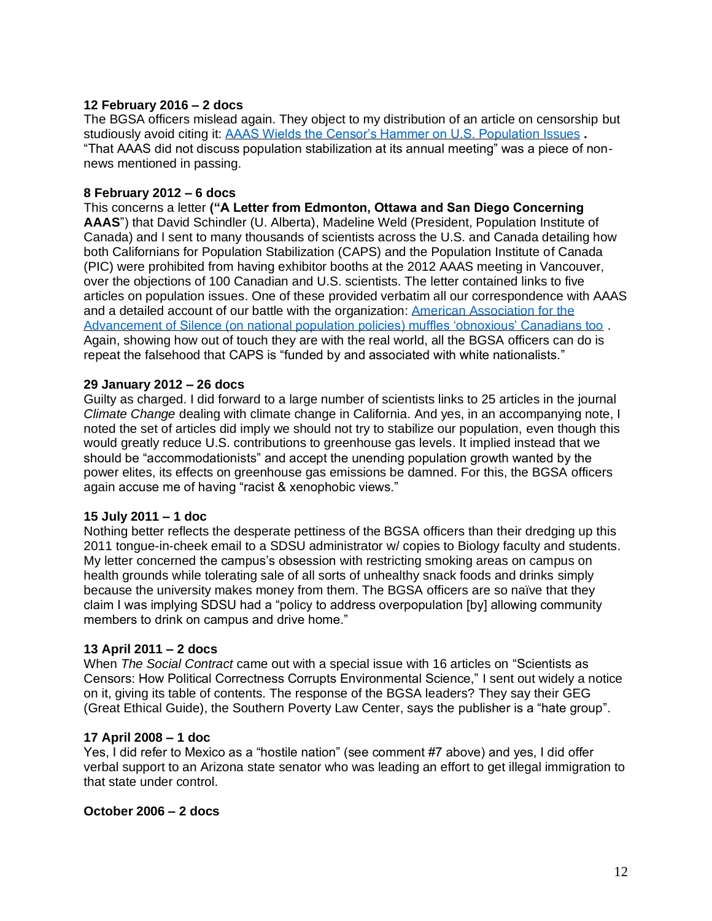**12 February 2016 – 2 docs**

The BGSA officers mislead again. They object to my distribution of an article on censorship but studiously avoid citing it: AAAS Wields the Censor's Hammer on U.S. Population Issues **.** "That AAAS did not discuss population stabilization at its annual meeting" was a piece of non-news mentioned in passing.

**8 February 2012 – 6 docs**

This concerns a letter **("A Letter from Edmonton, Ottawa and San Diego Concerning AAAS**") that David Schindler (U. Alberta), Madeline Weld (President, Population Institute of Canada) and I sent to many thousands of scientists across the U.S. and Canada detailing how both Californians for Population Stabilization (CAPS) and the Population Institute of Canada (PIC) were prohibited from having exhibitor booths at the 2012 AAAS meeting in Vancouver, over the objections of 100 Canadian and U.S. scientists. The letter contained links to five articles on population issues. One of these provided verbatim all our correspondence with AAAS and a detailed account of our battle with the organization: American Association for the Advancement of Silence (on national population policies) muffles 'obnoxious' Canadians too . Again, showing how out of touch they are with the real world, all the BGSA officers can do is repeat the falsehood that CAPS is "funded by and associated with white nationalists."

**29 January 2012 – 26 docs**

Guilty as charged. I did forward to a large number of scientists links to 25 articles in the journal *Climate Change* dealing with climate change in California. And yes, in an accompanying note, I noted the set of articles did imply we should not try to stabilize our population, even though this would greatly reduce U.S. contributions to greenhouse gas levels. It implied instead that we should be "accommodationists" and accept the unending population growth wanted by the power elites, its effects on greenhouse gas emissions be damned. For this, the BGSA officers again accuse me of having "racist & xenophobic views."

**15 July 2011 – 1 doc**

Nothing better reflects the desperate pettiness of the BGSA officers than their dredging up this 2011 tongue-in-cheek email to a SDSU administrator w/ copies to Biology faculty and students. My letter concerned the campus's obsession with restricting smoking areas on campus on health grounds while tolerating sale of all sorts of unhealthy snack foods and drinks simply because the university makes money from them. The BGSA officers are so naïve that they claim I was implying SDSU had a "policy to address overpopulation [by] allowing community members to drink on campus and drive home."

**13 April 2011 – 2 docs**

When *The Social Contract* came out with a special issue with 16 articles on "Scientists as Censors: How Political Correctness Corrupts Environmental Science," I sent out widely a notice on it, giving its table of contents. The response of the BGSA leaders? They say their GEG (Great Ethical Guide), the Southern Poverty Law Center, says the publisher is a "hate group".

**17 April 2008 – 1 doc**

Yes, I did refer to Mexico as a "hostile nation" (see comment #7 above) and yes, I did offer verbal support to an Arizona state senator who was leading an effort to get illegal immigration to that state under control.

**October 2006 – 2 docs**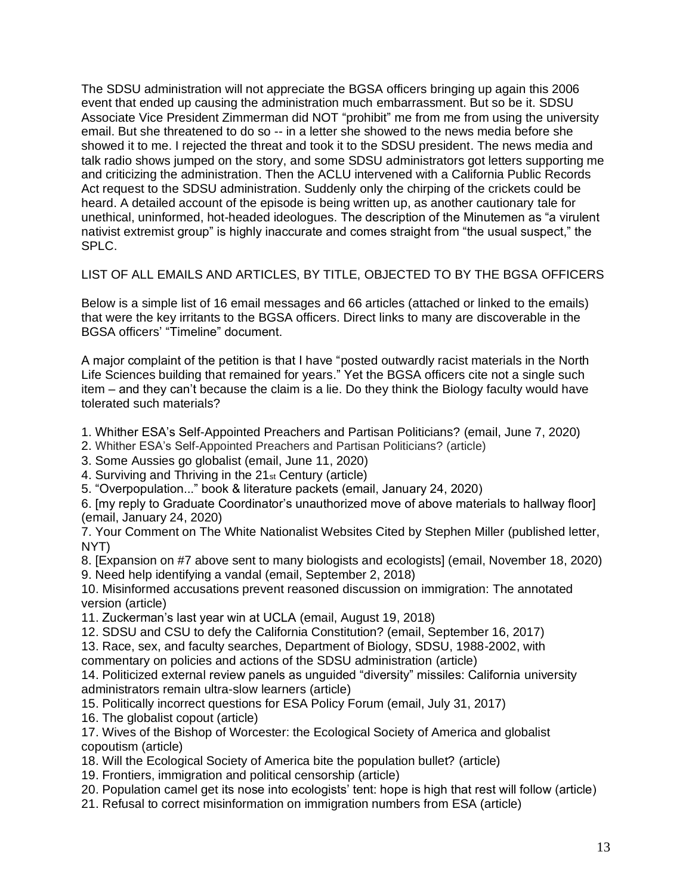The SDSU administration will not appreciate the BGSA officers bringing up again this 2006 event that ended up causing the administration much embarrassment. But so be it. SDSU Associate Vice President Zimmerman did NOT "prohibit" me from me from using the university email. But she threatened to do so -- in a letter she showed to the news media before she showed it to me. I rejected the threat and took it to the SDSU president. The news media and talk radio shows jumped on the story, and some SDSU administrators got letters supporting me and criticizing the administration. Then the ACLU intervened with a California Public Records Act request to the SDSU administration. Suddenly only the chirping of the crickets could be heard. A detailed account of the episode is being written up, as another cautionary tale for unethical, uninformed, hot-headed ideologues. The description of the Minutemen as "a virulent nativist extremist group" is highly inaccurate and comes straight from "the usual suspect," the SPLC.

LIST OF ALL EMAILS AND ARTICLES, BY TITLE, OBJECTED TO BY THE BGSA OFFICERS

Below is a simple list of 16 email messages and 66 articles (attached or linked to the emails) that were the key irritants to the BGSA officers. Direct links to many are discoverable in the BGSA officers' "Timeline" document.

A major complaint of the petition is that I have "posted outwardly racist materials in the North Life Sciences building that remained for years." Yet the BGSA officers cite not a single such item – and they can't because the claim is a lie. Do they think the Biology faculty would have tolerated such materials?

1. Whither ESA's Self-Appointed Preachers and Partisan Politicians? (email, June 7, 2020)
2. Whither ESA's Self-Appointed Preachers and Partisan Politicians? (article)
3. Some Aussies go globalist (email, June 11, 2020)
4. Surviving and Thriving in the 21st Century (article)
5. "Overpopulation..." book & literature packets (email, January 24, 2020)
6. [my reply to Graduate Coordinator's unauthorized move of above materials to hallway floor] (email, January 24, 2020)
7. Your Comment on The White Nationalist Websites Cited by Stephen Miller (published letter, NYT)
8. [Expansion on #7 above sent to many biologists and ecologists] (email, November 18, 2020)
9. Need help identifying a vandal (email, September 2, 2018)
10. Misinformed accusations prevent reasoned discussion on immigration: The annotated version (article)
11. Zuckerman's last year win at UCLA (email, August 19, 2018)
12. SDSU and CSU to defy the California Constitution? (email, September 16, 2017)
13. Race, sex, and faculty searches, Department of Biology, SDSU, 1988-2002, with commentary on policies and actions of the SDSU administration (article)
14. Politicized external review panels as unguided "diversity" missiles: California university administrators remain ultra-slow learners (article)
15. Politically incorrect questions for ESA Policy Forum (email, July 31, 2017)
16. The globalist copout (article)
17. Wives of the Bishop of Worcester: the Ecological Society of America and globalist copoutism (article)
18. Will the Ecological Society of America bite the population bullet? (article)
19. Frontiers, immigration and political censorship (article)
20. Population camel get its nose into ecologists' tent: hope is high that rest will follow (article)
21. Refusal to correct misinformation on immigration numbers from ESA (article)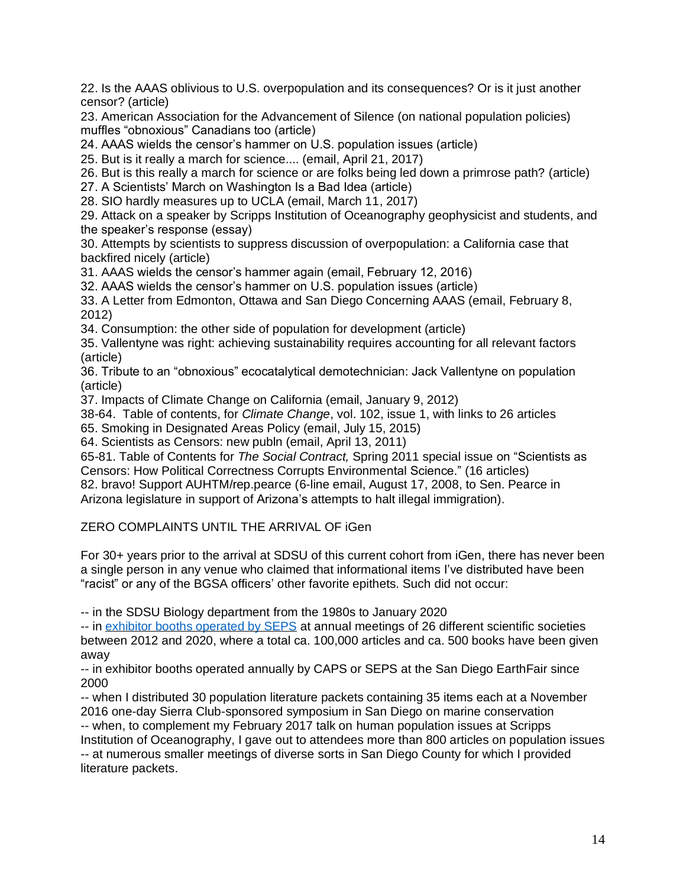22. Is the AAAS oblivious to U.S. overpopulation and its consequences? Or is it just another censor? (article)
23. American Association for the Advancement of Silence (on national population policies) muffles "obnoxious" Canadians too (article)
24. AAAS wields the censor's hammer on U.S. population issues (article)
25. But is it really a march for science.... (email, April 21, 2017)
26. But is this really a march for science or are folks being led down a primrose path? (article)
27. A Scientists' March on Washington Is a Bad Idea (article)
28. SIO hardly measures up to UCLA (email, March 11, 2017)
29. Attack on a speaker by Scripps Institution of Oceanography geophysicist and students, and the speaker's response (essay)
30. Attempts by scientists to suppress discussion of overpopulation: a California case that backfired nicely (article)
31. AAAS wields the censor's hammer again (email, February 12, 2016)
32. AAAS wields the censor's hammer on U.S. population issues (article)
33. A Letter from Edmonton, Ottawa and San Diego Concerning AAAS (email, February 8, 2012)
34. Consumption: the other side of population for development (article)
35. Vallentyne was right: achieving sustainability requires accounting for all relevant factors (article)
36. Tribute to an "obnoxious" ecocatalytical demotechnician: Jack Vallentyne on population (article)
37. Impacts of Climate Change on California (email, January 9, 2012)
38-64. Table of contents, for *Climate Change*, vol. 102, issue 1, with links to 26 articles
65. Smoking in Designated Areas Policy (email, July 15, 2015)
64. Scientists as Censors: new publn (email, April 13, 2011)
65-81. Table of Contents for *The Social Contract,* Spring 2011 special issue on "Scientists as Censors: How Political Correctness Corrupts Environmental Science." (16 articles)
82. bravo! Support AUHTM/rep.pearce (6-line email, August 17, 2008, to Sen. Pearce in Arizona legislature in support of Arizona's attempts to halt illegal immigration).

ZERO COMPLAINTS UNTIL THE ARRIVAL OF iGen

For 30+ years prior to the arrival at SDSU of this current cohort from iGen, there has never been a single person in any venue who claimed that informational items I've distributed have been "racist" or any of the BGSA officers' other favorite epithets. Such did not occur:

-- in the SDSU Biology department from the 1980s to January 2020
-- in exhibitor booths operated by SEPS at annual meetings of 26 different scientific societies between 2012 and 2020, where a total ca. 100,000 articles and ca. 500 books have been given away
-- in exhibitor booths operated annually by CAPS or SEPS at the San Diego EarthFair since 2000
-- when I distributed 30 population literature packets containing 35 items each at a November 2016 one-day Sierra Club-sponsored symposium in San Diego on marine conservation
-- when, to complement my February 2017 talk on human population issues at Scripps Institution of Oceanography, I gave out to attendees more than 800 articles on population issues
-- at numerous smaller meetings of diverse sorts in San Diego County for which I provided literature packets.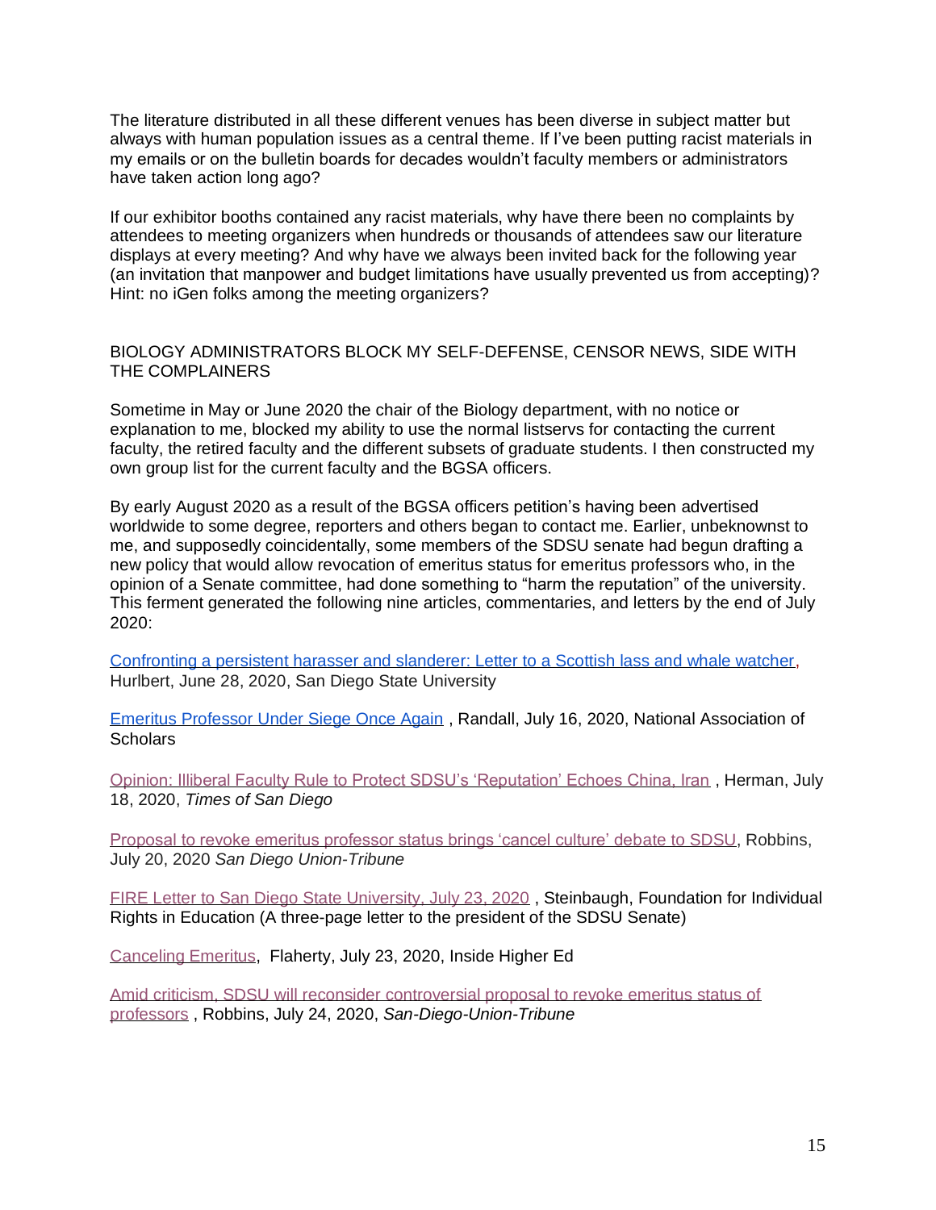The literature distributed in all these different venues has been diverse in subject matter but always with human population issues as a central theme. If I've been putting racist materials in my emails or on the bulletin boards for decades wouldn't faculty members or administrators have taken action long ago?

If our exhibitor booths contained any racist materials, why have there been no complaints by attendees to meeting organizers when hundreds or thousands of attendees saw our literature displays at every meeting? And why have we always been invited back for the following year (an invitation that manpower and budget limitations have usually prevented us from accepting)? Hint: no iGen folks among the meeting organizers?

## BIOLOGY ADMINISTRATORS BLOCK MY SELF-DEFENSE, CENSOR NEWS, SIDE WITH THE COMPLAINERS

Sometime in May or June 2020 the chair of the Biology department, with no notice or explanation to me, blocked my ability to use the normal listservs for contacting the current faculty, the retired faculty and the different subsets of graduate students. I then constructed my own group list for the current faculty and the BGSA officers.

By early August 2020 as a result of the BGSA officers petition's having been advertised worldwide to some degree, reporters and others began to contact me. Earlier, unbeknownst to me, and supposedly coincidentally, some members of the SDSU senate had begun drafting a new policy that would allow revocation of emeritus status for emeritus professors who, in the opinion of a Senate committee, had done something to "harm the reputation" of the university. This ferment generated the following nine articles, commentaries, and letters by the end of July 2020:

Confronting a persistent harasser and slanderer: Letter to a Scottish lass and whale watcher, Hurlbert, June 28, 2020, San Diego State University

Emeritus Professor Under Siege Once Again , Randall, July 16, 2020, National Association of Scholars

Opinion: Illiberal Faculty Rule to Protect SDSU's 'Reputation' Echoes China, Iran , Herman, July 18, 2020, *Times of San Diego*

Proposal to revoke emeritus professor status brings 'cancel culture' debate to SDSU, Robbins, July 20, 2020 *San Diego Union-Tribune*

FIRE Letter to San Diego State University, July 23, 2020 , Steinbaugh, Foundation for Individual Rights in Education (A three-page letter to the president of the SDSU Senate)

Canceling Emeritus, Flaherty, July 23, 2020, Inside Higher Ed

Amid criticism, SDSU will reconsider controversial proposal to revoke emeritus status of professors , Robbins, July 24, 2020, *San-Diego-Union-Tribune*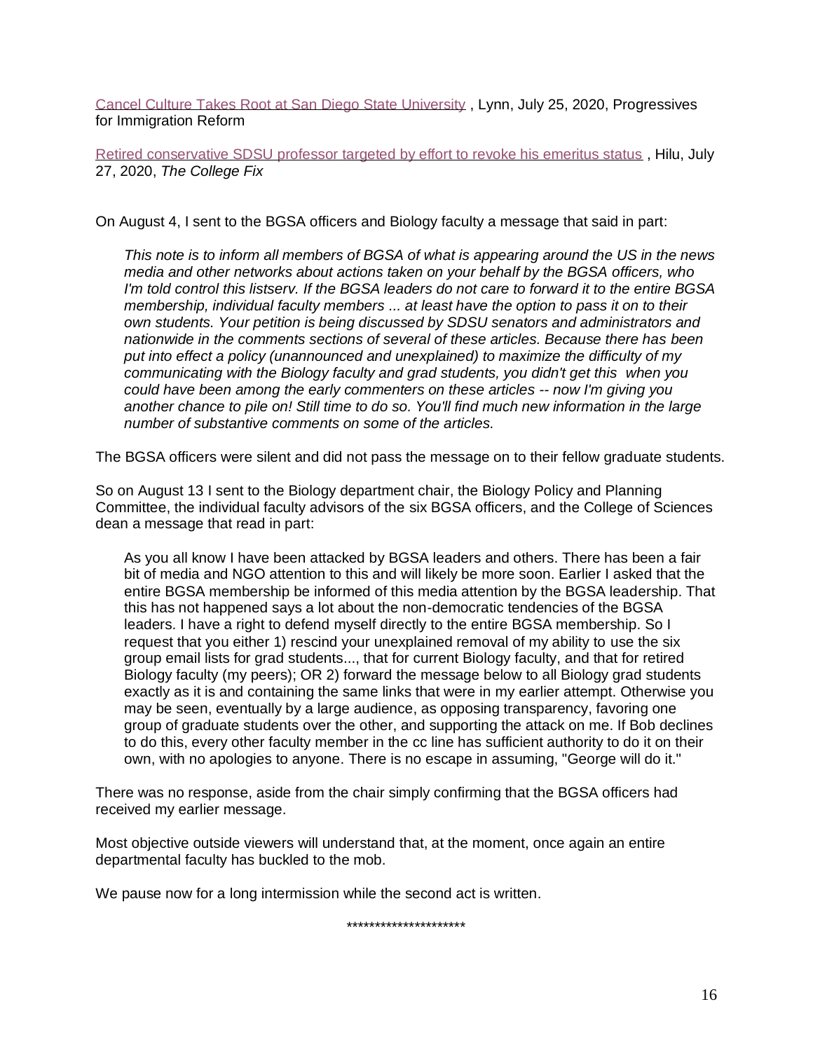[Cancel Culture Takes Root at San Diego State University](), Lynn, July 25, 2020, Progressives for Immigration Reform

[Retired conservative SDSU professor targeted by effort to revoke his emeritus status](), Hilu, July 27, 2020, *The College Fix*

On August 4, I sent to the BGSA officers and Biology faculty a message that said in part:

> *This note is to inform all members of BGSA of what is appearing around the US in the news media and other networks about actions taken on your behalf by the BGSA officers, who I'm told control this listserv. If the BGSA leaders do not care to forward it to the entire BGSA membership, individual faculty members ... at least have the option to pass it on to their own students. Your petition is being discussed by SDSU senators and administrators and nationwide in the comments sections of several of these articles. Because there has been put into effect a policy (unannounced and unexplained) to maximize the difficulty of my communicating with the Biology faculty and grad students, you didn't get this when you could have been among the early commenters on these articles -- now I'm giving you another chance to pile on! Still time to do so. You'll find much new information in the large number of substantive comments on some of the articles.*

The BGSA officers were silent and did not pass the message on to their fellow graduate students.

So on August 13 I sent to the Biology department chair, the Biology Policy and Planning Committee, the individual faculty advisors of the six BGSA officers, and the College of Sciences dean a message that read in part:

> As you all know I have been attacked by BGSA leaders and others. There has been a fair bit of media and NGO attention to this and will likely be more soon. Earlier I asked that the entire BGSA membership be informed of this media attention by the BGSA leadership. That this has not happened says a lot about the non-democratic tendencies of the BGSA leaders. I have a right to defend myself directly to the entire BGSA membership. So I request that you either 1) rescind your unexplained removal of my ability to use the six group email lists for grad students..., that for current Biology faculty, and that for retired Biology faculty (my peers); OR 2) forward the message below to all Biology grad students exactly as it is and containing the same links that were in my earlier attempt. Otherwise you may be seen, eventually by a large audience, as opposing transparency, favoring one group of graduate students over the other, and supporting the attack on me. If Bob declines to do this, every other faculty member in the cc line has sufficient authority to do it on their own, with no apologies to anyone. There is no escape in assuming, "George will do it."

There was no response, aside from the chair simply confirming that the BGSA officers had received my earlier message.

Most objective outside viewers will understand that, at the moment, once again an entire departmental faculty has buckled to the mob.

We pause now for a long intermission while the second act is written.

*********************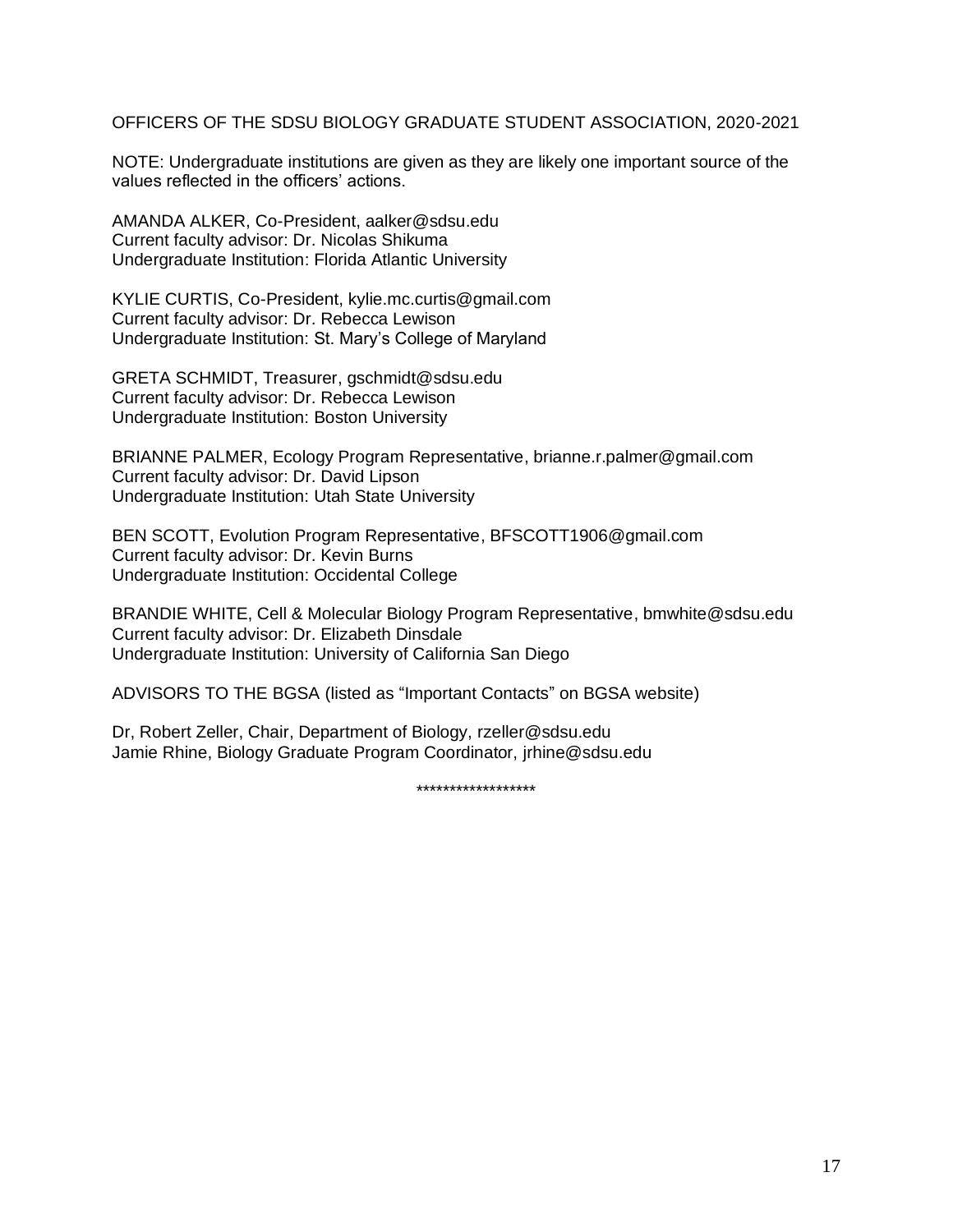OFFICERS OF THE SDSU BIOLOGY GRADUATE STUDENT ASSOCIATION, 2020-2021

NOTE: Undergraduate institutions are given as they are likely one important source of the values reflected in the officers' actions.

AMANDA ALKER, Co-President, aalker@sdsu.edu
Current faculty advisor: Dr. Nicolas Shikuma
Undergraduate Institution: Florida Atlantic University

KYLIE CURTIS, Co-President, kylie.mc.curtis@gmail.com
Current faculty advisor: Dr. Rebecca Lewison
Undergraduate Institution: St. Mary's College of Maryland

GRETA SCHMIDT, Treasurer, gschmidt@sdsu.edu
Current faculty advisor: Dr. Rebecca Lewison
Undergraduate Institution: Boston University

BRIANNE PALMER, Ecology Program Representative, brianne.r.palmer@gmail.com
Current faculty advisor: Dr. David Lipson
Undergraduate Institution: Utah State University

BEN SCOTT, Evolution Program Representative, BFSCOTT1906@gmail.com
Current faculty advisor: Dr. Kevin Burns
Undergraduate Institution: Occidental College

BRANDIE WHITE, Cell & Molecular Biology Program Representative, bmwhite@sdsu.edu
Current faculty advisor: Dr. Elizabeth Dinsdale
Undergraduate Institution: University of California San Diego

ADVISORS TO THE BGSA (listed as "Important Contacts" on BGSA website)

Dr, Robert Zeller, Chair, Department of Biology, rzeller@sdsu.edu
Jamie Rhine, Biology Graduate Program Coordinator, jrhine@sdsu.edu

******************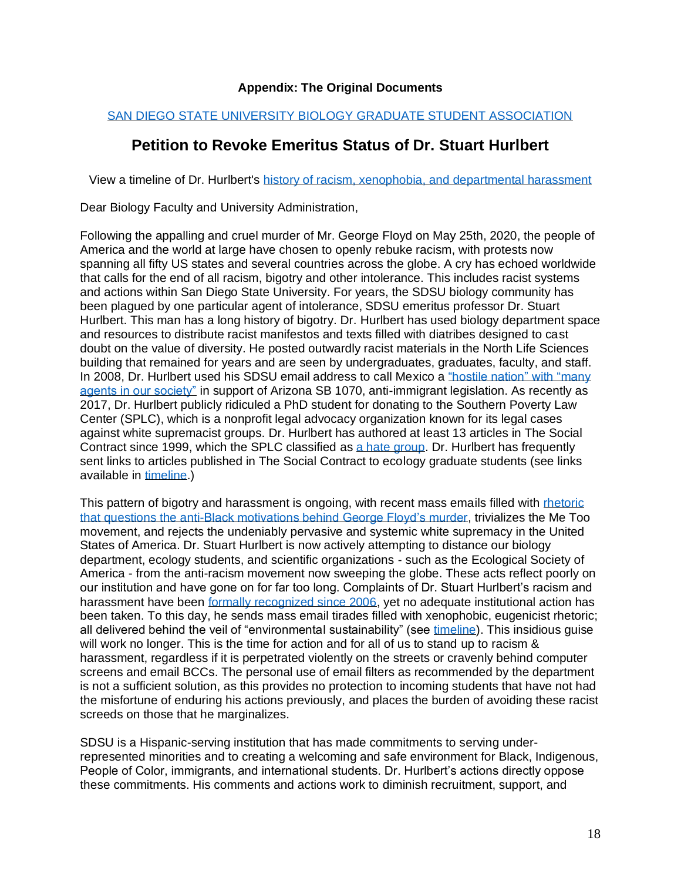**Appendix: The Original Documents**

[SAN DIEGO STATE UNIVERSITY BIOLOGY GRADUATE STUDENT ASSOCIATION]

## Petition to Revoke Emeritus Status of Dr. Stuart Hurlbert

View a timeline of Dr. Hurlbert's [history of racism, xenophobia, and departmental harassment]

Dear Biology Faculty and University Administration,

Following the appalling and cruel murder of Mr. George Floyd on May 25th, 2020, the people of America and the world at large have chosen to openly rebuke racism, with protests now spanning all fifty US states and several countries across the globe. A cry has echoed worldwide that calls for the end of all racism, bigotry and other intolerance. This includes racist systems and actions within San Diego State University. For years, the SDSU biology community has been plagued by one particular agent of intolerance, SDSU emeritus professor Dr. Stuart Hurlbert. This man has a long history of bigotry. Dr. Hurlbert has used biology department space and resources to distribute racist manifestos and texts filled with diatribes designed to cast doubt on the value of diversity. He posted outwardly racist materials in the North Life Sciences building that remained for years and are seen by undergraduates, graduates, faculty, and staff. In 2008, Dr. Hurlbert used his SDSU email address to call Mexico a ["hostile nation" with "many agents in our society"] in support of Arizona SB 1070, anti-immigrant legislation. As recently as 2017, Dr. Hurlbert publicly ridiculed a PhD student for donating to the Southern Poverty Law Center (SPLC), which is a nonprofit legal advocacy organization known for its legal cases against white supremacist groups. Dr. Hurlbert has authored at least 13 articles in The Social Contract since 1999, which the SPLC classified as [a hate group]. Dr. Hurlbert has frequently sent links to articles published in The Social Contract to ecology graduate students (see links available in [timeline].)

This pattern of bigotry and harassment is ongoing, with recent mass emails filled with [rhetoric that questions the anti-Black motivations behind George Floyd's murder], trivializes the Me Too movement, and rejects the undeniably pervasive and systemic white supremacy in the United States of America. Dr. Stuart Hurlbert is now actively attempting to distance our biology department, ecology students, and scientific organizations - such as the Ecological Society of America - from the anti-racism movement now sweeping the globe. These acts reflect poorly on our institution and have gone on for far too long. Complaints of Dr. Stuart Hurlbert's racism and harassment have been [formally recognized since 2006], yet no adequate institutional action has been taken. To this day, he sends mass email tirades filled with xenophobic, eugenicist rhetoric; all delivered behind the veil of "environmental sustainability" (see [timeline]). This insidious guise will work no longer. This is the time for action and for all of us to stand up to racism & harassment, regardless if it is perpetrated violently on the streets or cravenly behind computer screens and email BCCs. The personal use of email filters as recommended by the department is not a sufficient solution, as this provides no protection to incoming students that have not had the misfortune of enduring his actions previously, and places the burden of avoiding these racist screeds on those that he marginalizes.

SDSU is a Hispanic-serving institution that has made commitments to serving under-represented minorities and to creating a welcoming and safe environment for Black, Indigenous, People of Color, immigrants, and international students. Dr. Hurlbert's actions directly oppose these commitments. His comments and actions work to diminish recruitment, support, and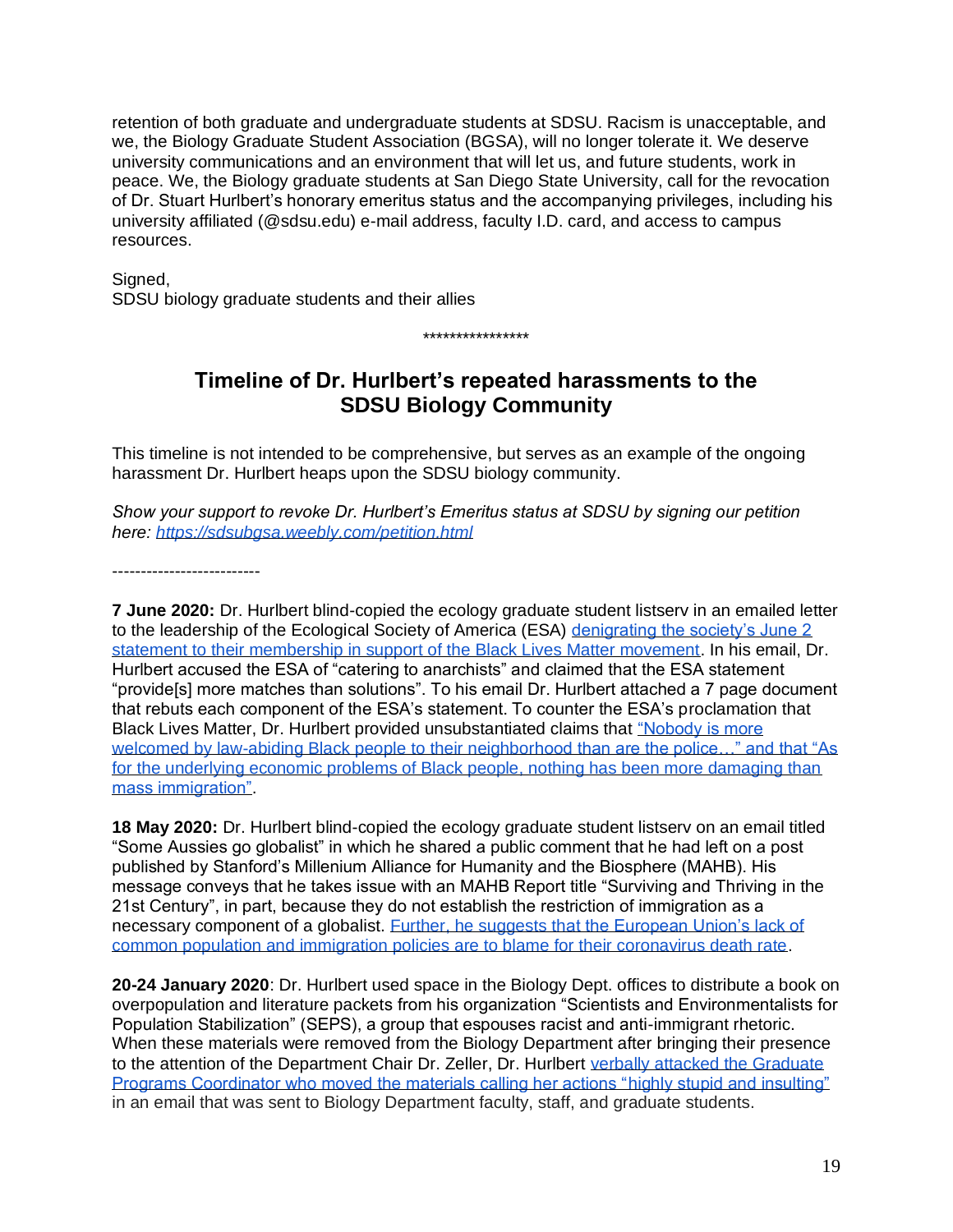retention of both graduate and undergraduate students at SDSU. Racism is unacceptable, and we, the Biology Graduate Student Association (BGSA), will no longer tolerate it. We deserve university communications and an environment that will let us, and future students, work in peace. We, the Biology graduate students at San Diego State University, call for the revocation of Dr. Stuart Hurlbert's honorary emeritus status and the accompanying privileges, including his university affiliated (@sdsu.edu) e-mail address, faculty I.D. card, and access to campus resources.

Signed,
SDSU biology graduate students and their allies

****************

## Timeline of Dr. Hurlbert's repeated harassments to the SDSU Biology Community

This timeline is not intended to be comprehensive, but serves as an example of the ongoing harassment Dr. Hurlbert heaps upon the SDSU biology community.

*Show your support to revoke Dr. Hurlbert's Emeritus status at SDSU by signing our petition here: https://sdsubgsa.weebly.com/petition.html*

--------------------------

**7 June 2020:** Dr. Hurlbert blind-copied the ecology graduate student listserv in an emailed letter to the leadership of the Ecological Society of America (ESA) denigrating the society's June 2 statement to their membership in support of the Black Lives Matter movement. In his email, Dr. Hurlbert accused the ESA of "catering to anarchists" and claimed that the ESA statement "provide[s] more matches than solutions". To his email Dr. Hurlbert attached a 7 page document that rebuts each component of the ESA's statement. To counter the ESA's proclamation that Black Lives Matter, Dr. Hurlbert provided unsubstantiated claims that "Nobody is more welcomed by law-abiding Black people to their neighborhood than are the police…" and that "As for the underlying economic problems of Black people, nothing has been more damaging than mass immigration".

**18 May 2020:** Dr. Hurlbert blind-copied the ecology graduate student listserv on an email titled "Some Aussies go globalist" in which he shared a public comment that he had left on a post published by Stanford's Millenium Alliance for Humanity and the Biosphere (MAHB). His message conveys that he takes issue with an MAHB Report title "Surviving and Thriving in the 21st Century", in part, because they do not establish the restriction of immigration as a necessary component of a globalist. Further, he suggests that the European Union's lack of common population and immigration policies are to blame for their coronavirus death rate.

**20-24 January 2020**: Dr. Hurlbert used space in the Biology Dept. offices to distribute a book on overpopulation and literature packets from his organization "Scientists and Environmentalists for Population Stabilization" (SEPS), a group that espouses racist and anti-immigrant rhetoric. When these materials were removed from the Biology Department after bringing their presence to the attention of the Department Chair Dr. Zeller, Dr. Hurlbert verbally attacked the Graduate Programs Coordinator who moved the materials calling her actions "highly stupid and insulting" in an email that was sent to Biology Department faculty, staff, and graduate students.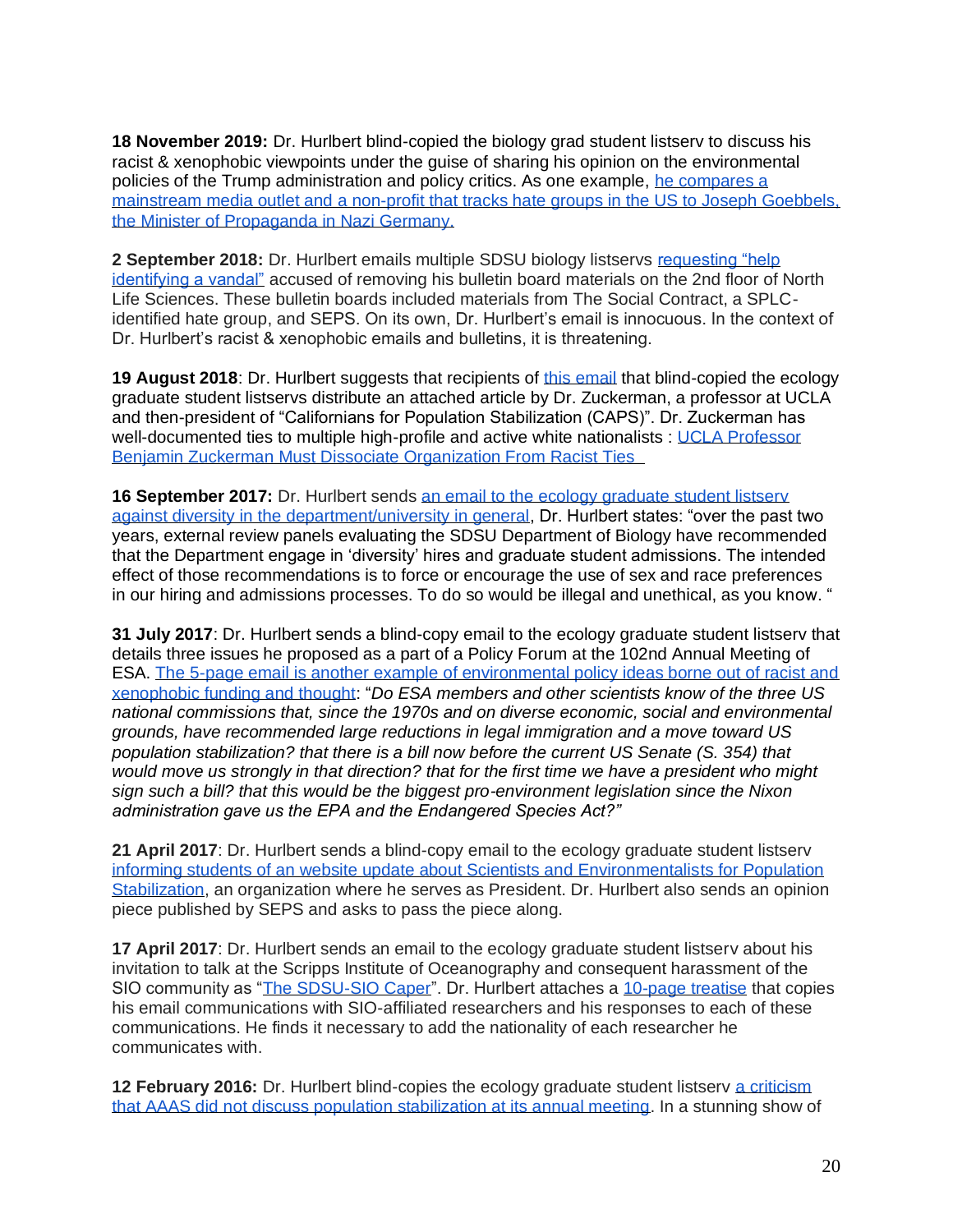**18 November 2019:** Dr. Hurlbert blind-copied the biology grad student listserv to discuss his racist & xenophobic viewpoints under the guise of sharing his opinion on the environmental policies of the Trump administration and policy critics. As one example, he compares a mainstream media outlet and a non-profit that tracks hate groups in the US to Joseph Goebbels, the Minister of Propaganda in Nazi Germany.

**2 September 2018:** Dr. Hurlbert emails multiple SDSU biology listservs requesting "help identifying a vandal" accused of removing his bulletin board materials on the 2nd floor of North Life Sciences. These bulletin boards included materials from The Social Contract, a SPLC-identified hate group, and SEPS. On its own, Dr. Hurlbert's email is innocuous. In the context of Dr. Hurlbert's racist & xenophobic emails and bulletins, it is threatening.

**19 August 2018**: Dr. Hurlbert suggests that recipients of this email that blind-copied the ecology graduate student listservs distribute an attached article by Dr. Zuckerman, a professor at UCLA and then-president of "Californians for Population Stabilization (CAPS)". Dr. Zuckerman has well-documented ties to multiple high-profile and active white nationalists : UCLA Professor Benjamin Zuckerman Must Dissociate Organization From Racist Ties

**16 September 2017:** Dr. Hurlbert sends an email to the ecology graduate student listserv against diversity in the department/university in general, Dr. Hurlbert states: "over the past two years, external review panels evaluating the SDSU Department of Biology have recommended that the Department engage in 'diversity' hires and graduate student admissions. The intended effect of those recommendations is to force or encourage the use of sex and race preferences in our hiring and admissions processes. To do so would be illegal and unethical, as you know. "

**31 July 2017**: Dr. Hurlbert sends a blind-copy email to the ecology graduate student listserv that details three issues he proposed as a part of a Policy Forum at the 102nd Annual Meeting of ESA. The 5-page email is another example of environmental policy ideas borne out of racist and xenophobic funding and thought: "*Do ESA members and other scientists know of the three US national commissions that, since the 1970s and on diverse economic, social and environmental grounds, have recommended large reductions in legal immigration and a move toward US population stabilization? that there is a bill now before the current US Senate (S. 354) that would move us strongly in that direction? that for the first time we have a president who might sign such a bill? that this would be the biggest pro-environment legislation since the Nixon administration gave us the EPA and the Endangered Species Act?"*

**21 April 2017**: Dr. Hurlbert sends a blind-copy email to the ecology graduate student listserv informing students of an website update about Scientists and Environmentalists for Population Stabilization, an organization where he serves as President. Dr. Hurlbert also sends an opinion piece published by SEPS and asks to pass the piece along.

**17 April 2017**: Dr. Hurlbert sends an email to the ecology graduate student listserv about his invitation to talk at the Scripps Institute of Oceanography and consequent harassment of the SIO community as "The SDSU-SIO Caper". Dr. Hurlbert attaches a 10-page treatise that copies his email communications with SIO-affiliated researchers and his responses to each of these communications. He finds it necessary to add the nationality of each researcher he communicates with.

**12 February 2016:** Dr. Hurlbert blind-copies the ecology graduate student listserv a criticism that AAAS did not discuss population stabilization at its annual meeting. In a stunning show of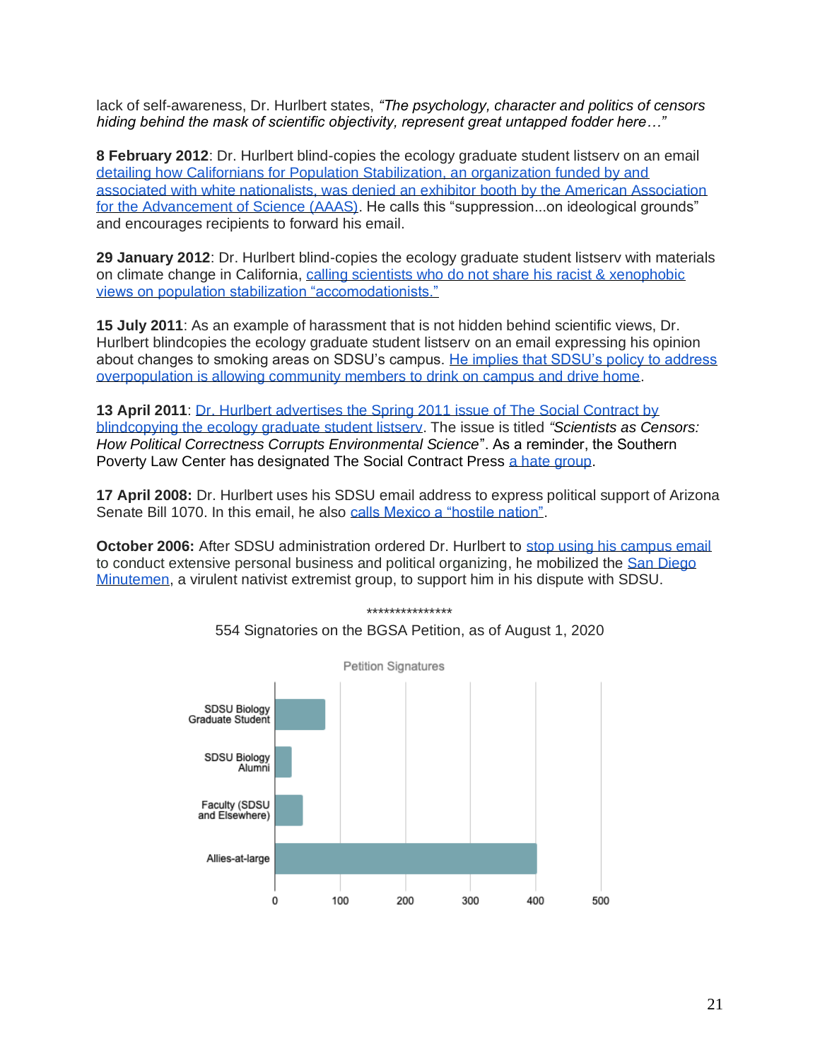lack of self-awareness, Dr. Hurlbert states, *"The psychology, character and politics of censors hiding behind the mask of scientific objectivity, represent great untapped fodder here…"*

**8 February 2012**: Dr. Hurlbert blind-copies the ecology graduate student listserv on an email detailing how Californians for Population Stabilization, an organization funded by and associated with white nationalists, was denied an exhibitor booth by the American Association for the Advancement of Science (AAAS). He calls this "suppression...on ideological grounds" and encourages recipients to forward his email.

**29 January 2012**: Dr. Hurlbert blind-copies the ecology graduate student listserv with materials on climate change in California, calling scientists who do not share his racist & xenophobic views on population stabilization "accomodationists."

**15 July 2011**: As an example of harassment that is not hidden behind scientific views, Dr. Hurlbert blindcopies the ecology graduate student listserv on an email expressing his opinion about changes to smoking areas on SDSU's campus. He implies that SDSU's policy to address overpopulation is allowing community members to drink on campus and drive home.

**13 April 2011**: Dr. Hurlbert advertises the Spring 2011 issue of The Social Contract by blindcopying the ecology graduate student listserv. The issue is titled *"Scientists as Censors: How Political Correctness Corrupts Environmental Science*". As a reminder, the Southern Poverty Law Center has designated The Social Contract Press a hate group.

**17 April 2008:** Dr. Hurlbert uses his SDSU email address to express political support of Arizona Senate Bill 1070. In this email, he also calls Mexico a "hostile nation".

**October 2006:** After SDSU administration ordered Dr. Hurlbert to stop using his campus email to conduct extensive personal business and political organizing, he mobilized the San Diego Minutemen, a virulent nativist extremist group, to support him in his dispute with SDSU.

***************

554 Signatories on the BGSA Petition, as of August 1, 2020

Petition Signatures

SDSU Biology Graduate Student

SDSU Biology Alumni

Faculty (SDSU and Elsewhere)

Allies-at-large

0 100 200 300 400 500